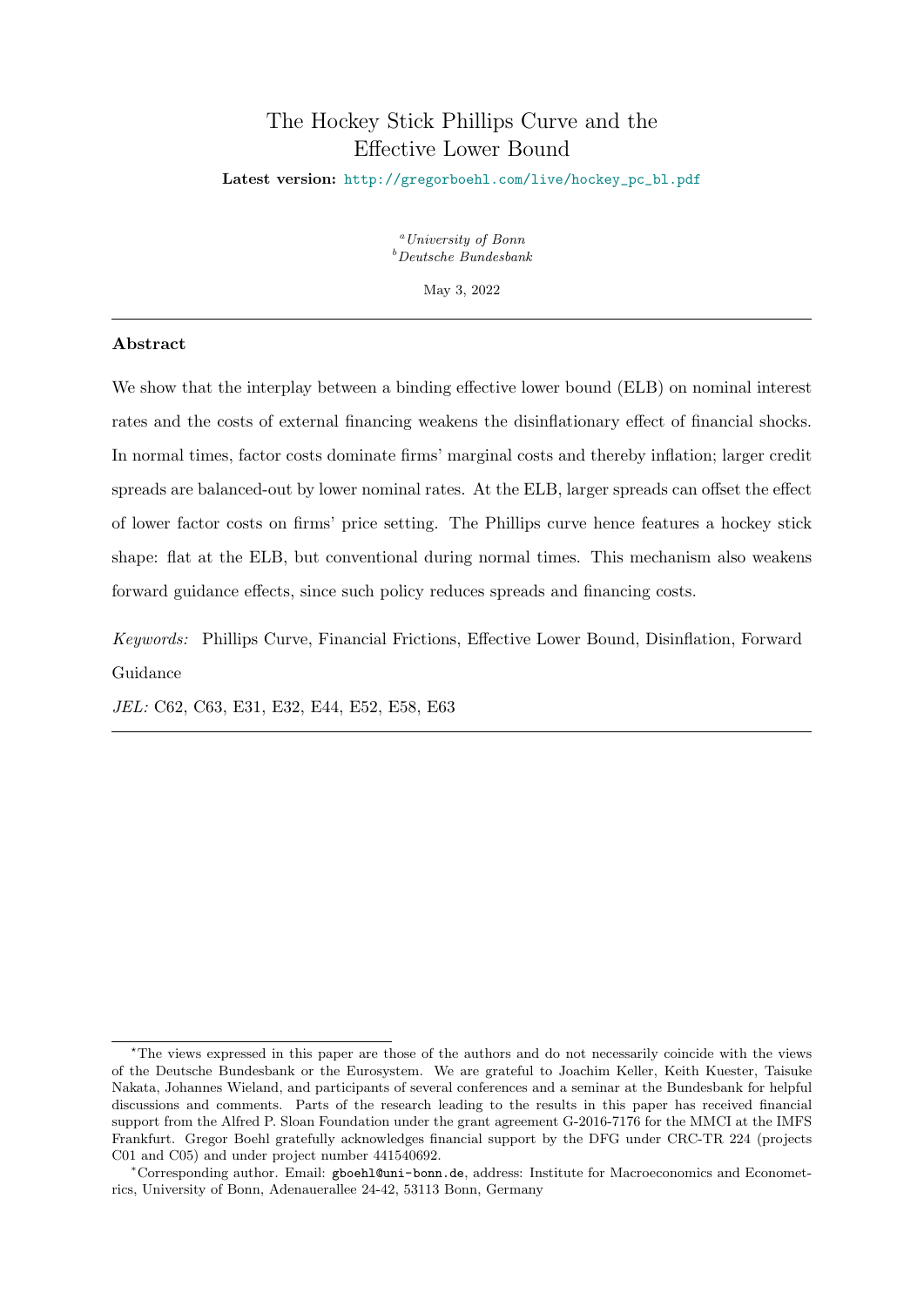# The Hockey Stick Phillips Curve and the Effective Lower Bound

**Latest version:** http://gregorboehl.com/live/hockey_pc_bl.pdf

[a] *University of Bonn*
[b] *Deutsche Bundesbank*

May 3, 2022

---

## Abstract

We show that the interplay between a binding effective lower bound (ELB) on nominal interest rates and the costs of external financing weakens the disinflationary effect of financial shocks. In normal times, factor costs dominate firms' marginal costs and thereby inflation; larger credit spreads are balanced-out by lower nominal rates. At the ELB, larger spreads can offset the effect of lower factor costs on firms' price setting. The Phillips curve hence features a hockey stick shape: flat at the ELB, but conventional during normal times. This mechanism also weakens forward guidance effects, since such policy reduces spreads and financing costs.

*Keywords:* Phillips Curve, Financial Frictions, Effective Lower Bound, Disinflation, Forward Guidance

*JEL:* C62, C63, E31, E32, E44, E52, E58, E63

---

[*] The views expressed in this paper are those of the authors and do not necessarily coincide with the views of the Deutsche Bundesbank or the Eurosystem. We are grateful to Joachim Keller, Keith Kuester, Taisuke Nakata, Johannes Wieland, and participants of several conferences and a seminar at the Bundesbank for helpful discussions and comments. Parts of the research leading to the results in this paper has received financial support from the Alfred P. Sloan Foundation under the grant agreement G-2016-7176 for the MMCI at the IMFS Frankfurt. Gregor Boehl gratefully acknowledges financial support by the DFG under CRC-TR 224 (projects C01 and C05) and under project number 441540692.

[*] Corresponding author. Email: gboehl@uni-bonn.de, address: Institute for Macroeconomics and Econometrics, University of Bonn, Adenauerallee 24-42, 53113 Bonn, Germany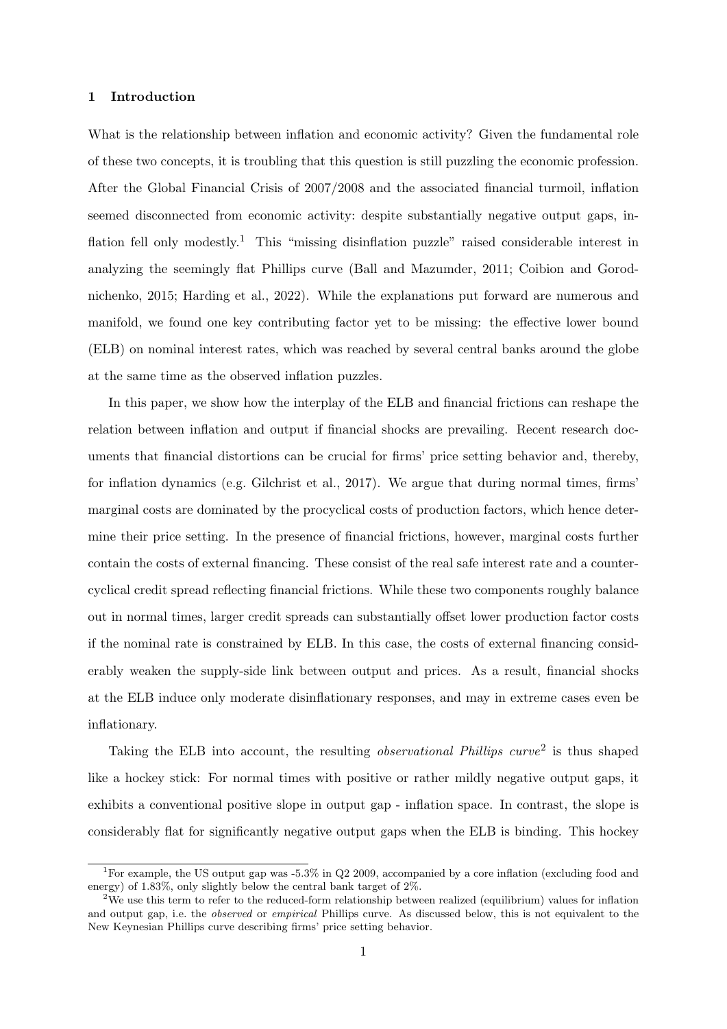## 1 Introduction

What is the relationship between inflation and economic activity? Given the fundamental role of these two concepts, it is troubling that this question is still puzzling the economic profession. After the Global Financial Crisis of 2007/2008 and the associated financial turmoil, inflation seemed disconnected from economic activity: despite substantially negative output gaps, inflation fell only modestly.[1] This "missing disinflation puzzle" raised considerable interest in analyzing the seemingly flat Phillips curve (Ball and Mazumder, 2011; Coibion and Gorodnichenko, 2015; Harding et al., 2022). While the explanations put forward are numerous and manifold, we found one key contributing factor yet to be missing: the effective lower bound (ELB) on nominal interest rates, which was reached by several central banks around the globe at the same time as the observed inflation puzzles.

In this paper, we show how the interplay of the ELB and financial frictions can reshape the relation between inflation and output if financial shocks are prevailing. Recent research documents that financial distortions can be crucial for firms' price setting behavior and, thereby, for inflation dynamics (e.g. Gilchrist et al., 2017). We argue that during normal times, firms' marginal costs are dominated by the procyclical costs of production factors, which hence determine their price setting. In the presence of financial frictions, however, marginal costs further contain the costs of external financing. These consist of the real safe interest rate and a countercyclical credit spread reflecting financial frictions. While these two components roughly balance out in normal times, larger credit spreads can substantially offset lower production factor costs if the nominal rate is constrained by ELB. In this case, the costs of external financing considerably weaken the supply-side link between output and prices. As a result, financial shocks at the ELB induce only moderate disinflationary responses, and may in extreme cases even be inflationary.

Taking the ELB into account, the resulting *observational Phillips curve*[2] is thus shaped like a hockey stick: For normal times with positive or rather mildly negative output gaps, it exhibits a conventional positive slope in output gap - inflation space. In contrast, the slope is considerably flat for significantly negative output gaps when the ELB is binding. This hockey

[1] For example, the US output gap was -5.3% in Q2 2009, accompanied by a core inflation (excluding food and energy) of 1.83%, only slightly below the central bank target of 2%.

[2] We use this term to refer to the reduced-form relationship between realized (equilibrium) values for inflation and output gap, i.e. the *observed* or *empirical* Phillips curve. As discussed below, this is not equivalent to the New Keynesian Phillips curve describing firms' price setting behavior.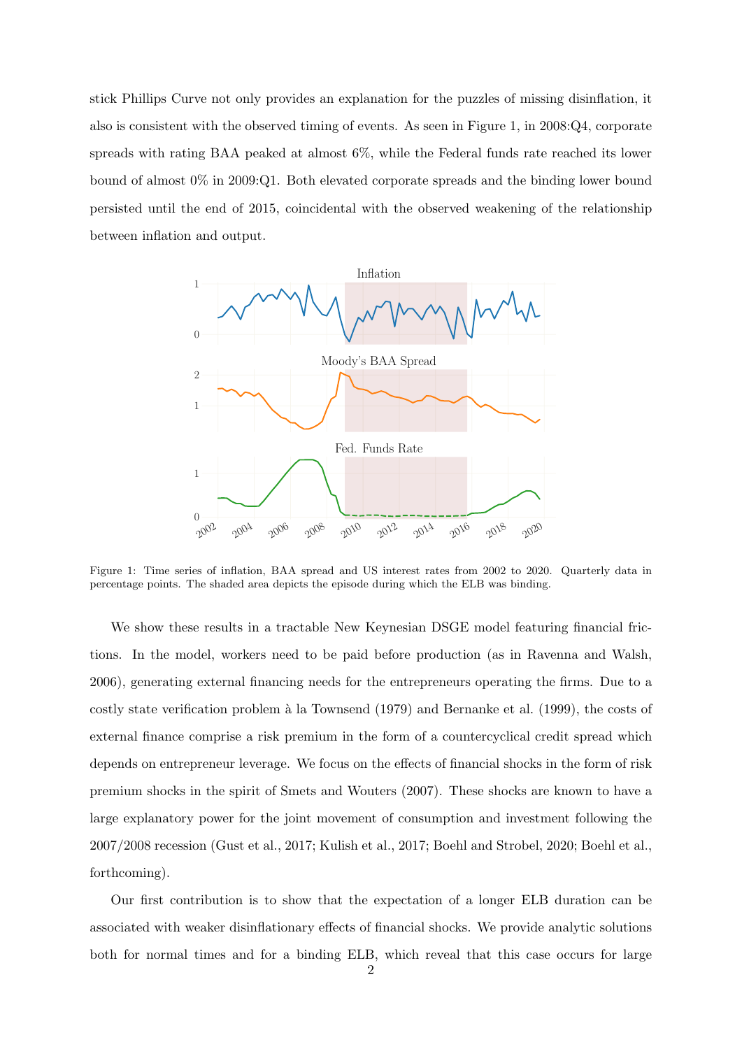stick Phillips Curve not only provides an explanation for the puzzles of missing disinflation, it also is consistent with the observed timing of events. As seen in Figure 1, in 2008:Q4, corporate spreads with rating BAA peaked at almost 6%, while the Federal funds rate reached its lower bound of almost 0% in 2009:Q1. Both elevated corporate spreads and the binding lower bound persisted until the end of 2015, coincidental with the observed weakening of the relationship between inflation and output.

Figure 1: Time series of inflation, BAA spread and US interest rates from 2002 to 2020. Quarterly data in percentage points. The shaded area depicts the episode during which the ELB was binding.

We show these results in a tractable New Keynesian DSGE model featuring financial frictions. In the model, workers need to be paid before production (as in Ravenna and Walsh, 2006), generating external financing needs for the entrepreneurs operating the firms. Due to a costly state verification problem à la Townsend (1979) and Bernanke et al. (1999), the costs of external finance comprise a risk premium in the form of a countercyclical credit spread which depends on entrepreneur leverage. We focus on the effects of financial shocks in the form of risk premium shocks in the spirit of Smets and Wouters (2007). These shocks are known to have a large explanatory power for the joint movement of consumption and investment following the 2007/2008 recession (Gust et al., 2017; Kulish et al., 2017; Boehl and Strobel, 2020; Boehl et al., forthcoming).

Our first contribution is to show that the expectation of a longer ELB duration can be associated with weaker disinflationary effects of financial shocks. We provide analytic solutions both for normal times and for a binding ELB, which reveal that this case occurs for large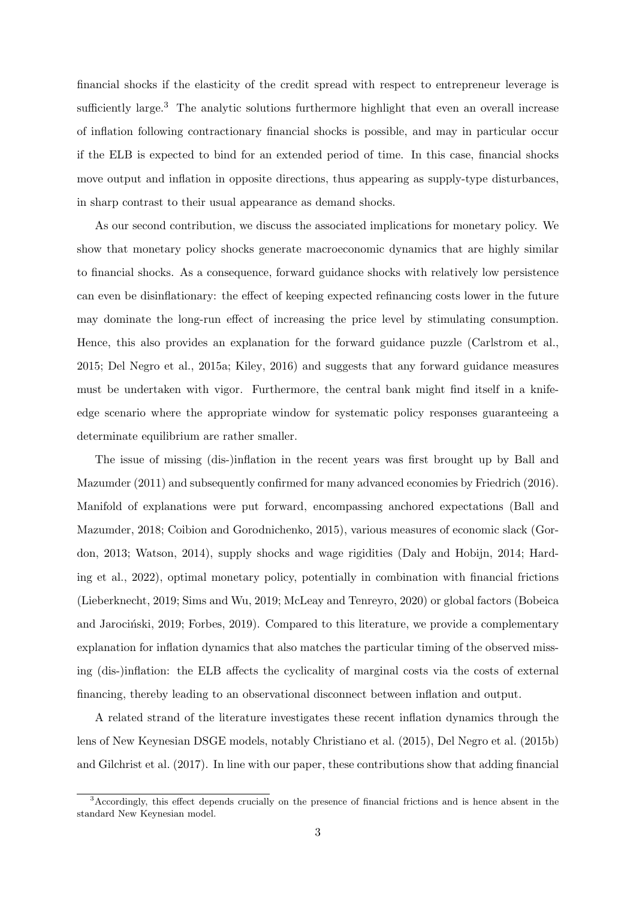financial shocks if the elasticity of the credit spread with respect to entrepreneur leverage is sufficiently large.[3] The analytic solutions furthermore highlight that even an overall increase of inflation following contractionary financial shocks is possible, and may in particular occur if the ELB is expected to bind for an extended period of time. In this case, financial shocks move output and inflation in opposite directions, thus appearing as supply-type disturbances, in sharp contrast to their usual appearance as demand shocks.

As our second contribution, we discuss the associated implications for monetary policy. We show that monetary policy shocks generate macroeconomic dynamics that are highly similar to financial shocks. As a consequence, forward guidance shocks with relatively low persistence can even be disinflationary: the effect of keeping expected refinancing costs lower in the future may dominate the long-run effect of increasing the price level by stimulating consumption. Hence, this also provides an explanation for the forward guidance puzzle (Carlstrom et al., 2015; Del Negro et al., 2015a; Kiley, 2016) and suggests that any forward guidance measures must be undertaken with vigor. Furthermore, the central bank might find itself in a knife-edge scenario where the appropriate window for systematic policy responses guaranteeing a determinate equilibrium are rather smaller.

The issue of missing (dis-)inflation in the recent years was first brought up by Ball and Mazumder (2011) and subsequently confirmed for many advanced economies by Friedrich (2016). Manifold of explanations were put forward, encompassing anchored expectations (Ball and Mazumder, 2018; Coibion and Gorodnichenko, 2015), various measures of economic slack (Gordon, 2013; Watson, 2014), supply shocks and wage rigidities (Daly and Hobijn, 2014; Harding et al., 2022), optimal monetary policy, potentially in combination with financial frictions (Lieberknecht, 2019; Sims and Wu, 2019; McLeay and Tenreyro, 2020) or global factors (Bobeica and Jarociński, 2019; Forbes, 2019). Compared to this literature, we provide a complementary explanation for inflation dynamics that also matches the particular timing of the observed missing (dis-)inflation: the ELB affects the cyclicality of marginal costs via the costs of external financing, thereby leading to an observational disconnect between inflation and output.

A related strand of the literature investigates these recent inflation dynamics through the lens of New Keynesian DSGE models, notably Christiano et al. (2015), Del Negro et al. (2015b) and Gilchrist et al. (2017). In line with our paper, these contributions show that adding financial

[3] Accordingly, this effect depends crucially on the presence of financial frictions and is hence absent in the standard New Keynesian model.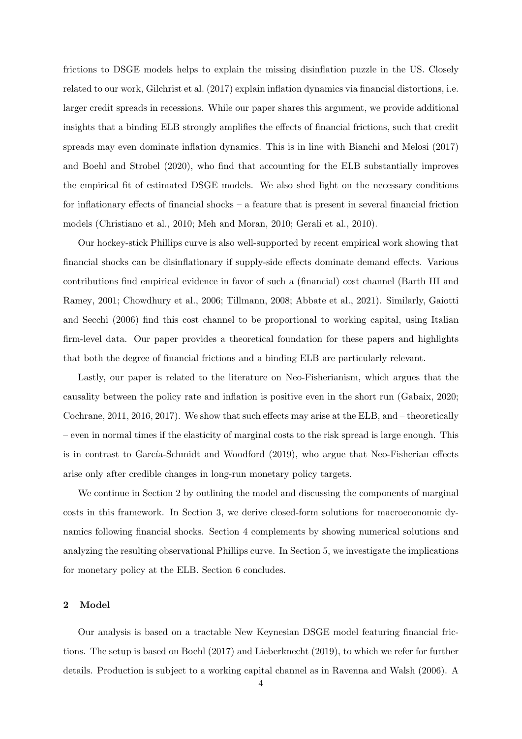frictions to DSGE models helps to explain the missing disinflation puzzle in the US. Closely related to our work, Gilchrist et al. (2017) explain inflation dynamics via financial distortions, i.e. larger credit spreads in recessions. While our paper shares this argument, we provide additional insights that a binding ELB strongly amplifies the effects of financial frictions, such that credit spreads may even dominate inflation dynamics. This is in line with Bianchi and Melosi (2017) and Boehl and Strobel (2020), who find that accounting for the ELB substantially improves the empirical fit of estimated DSGE models. We also shed light on the necessary conditions for inflationary effects of financial shocks – a feature that is present in several financial friction models (Christiano et al., 2010; Meh and Moran, 2010; Gerali et al., 2010).

Our hockey-stick Phillips curve is also well-supported by recent empirical work showing that financial shocks can be disinflationary if supply-side effects dominate demand effects. Various contributions find empirical evidence in favor of such a (financial) cost channel (Barth III and Ramey, 2001; Chowdhury et al., 2006; Tillmann, 2008; Abbate et al., 2021). Similarly, Gaiotti and Secchi (2006) find this cost channel to be proportional to working capital, using Italian firm-level data. Our paper provides a theoretical foundation for these papers and highlights that both the degree of financial frictions and a binding ELB are particularly relevant.

Lastly, our paper is related to the literature on Neo-Fisherianism, which argues that the causality between the policy rate and inflation is positive even in the short run (Gabaix, 2020; Cochrane, 2011, 2016, 2017). We show that such effects may arise at the ELB, and – theoretically – even in normal times if the elasticity of marginal costs to the risk spread is large enough. This is in contrast to García-Schmidt and Woodford (2019), who argue that Neo-Fisherian effects arise only after credible changes in long-run monetary policy targets.

We continue in Section 2 by outlining the model and discussing the components of marginal costs in this framework. In Section 3, we derive closed-form solutions for macroeconomic dynamics following financial shocks. Section 4 complements by showing numerical solutions and analyzing the resulting observational Phillips curve. In Section 5, we investigate the implications for monetary policy at the ELB. Section 6 concludes.

## 2 Model

Our analysis is based on a tractable New Keynesian DSGE model featuring financial frictions. The setup is based on Boehl (2017) and Lieberknecht (2019), to which we refer for further details. Production is subject to a working capital channel as in Ravenna and Walsh (2006). A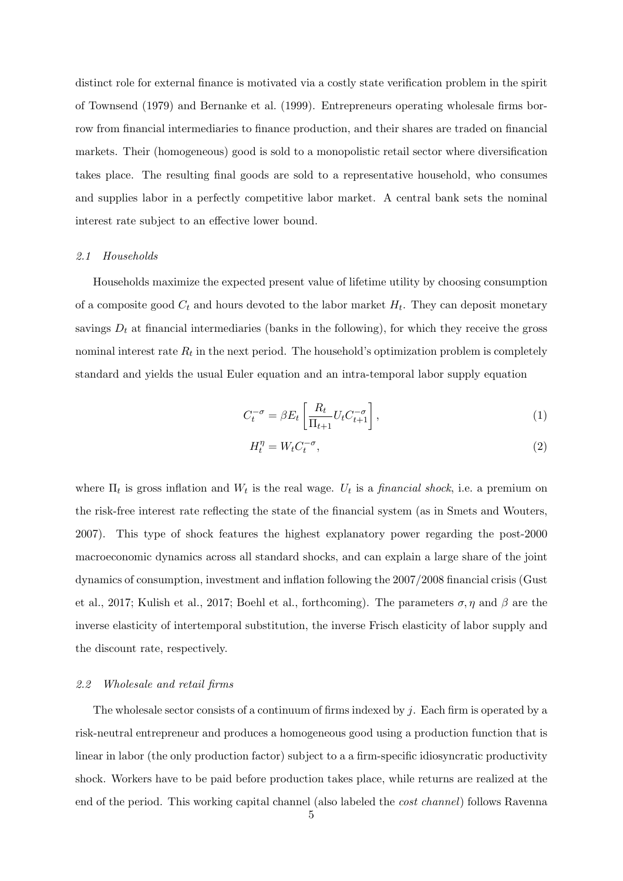distinct role for external finance is motivated via a costly state verification problem in the spirit of Townsend (1979) and Bernanke et al. (1999). Entrepreneurs operating wholesale firms borrow from financial intermediaries to finance production, and their shares are traded on financial markets. Their (homogeneous) good is sold to a monopolistic retail sector where diversification takes place. The resulting final goods are sold to a representative household, who consumes and supplies labor in a perfectly competitive labor market. A central bank sets the nominal interest rate subject to an effective lower bound.

### *2.1 Households*

Households maximize the expected present value of lifetime utility by choosing consumption of a composite good $C_t$ and hours devoted to the labor market $H_t$. They can deposit monetary savings $D_t$ at financial intermediaries (banks in the following), for which they receive the gross nominal interest rate $R_t$ in the next period. The household's optimization problem is completely standard and yields the usual Euler equation and an intra-temporal labor supply equation

$$C_t^{-\sigma} = \beta E_t \left[ \frac{R_t}{\Pi_{t+1}} U_t C_{t+1}^{-\sigma} \right], \tag{1}$$

$$H_t^{\eta} = W_t C_t^{-\sigma}, \tag{2}$$

where $\Pi_t$ is gross inflation and $W_t$ is the real wage. $U_t$ is a *financial shock*, i.e. a premium on the risk-free interest rate reflecting the state of the financial system (as in Smets and Wouters, 2007). This type of shock features the highest explanatory power regarding the post-2000 macroeconomic dynamics across all standard shocks, and can explain a large share of the joint dynamics of consumption, investment and inflation following the 2007/2008 financial crisis (Gust et al., 2017; Kulish et al., 2017; Boehl et al., forthcoming). The parameters $\sigma, \eta$ and $\beta$ are the inverse elasticity of intertemporal substitution, the inverse Frisch elasticity of labor supply and the discount rate, respectively.

### *2.2 Wholesale and retail firms*

The wholesale sector consists of a continuum of firms indexed by $j$. Each firm is operated by a risk-neutral entrepreneur and produces a homogeneous good using a production function that is linear in labor (the only production factor) subject to a a firm-specific idiosyncratic productivity shock. Workers have to be paid before production takes place, while returns are realized at the end of the period. This working capital channel (also labeled the *cost channel*) follows Ravenna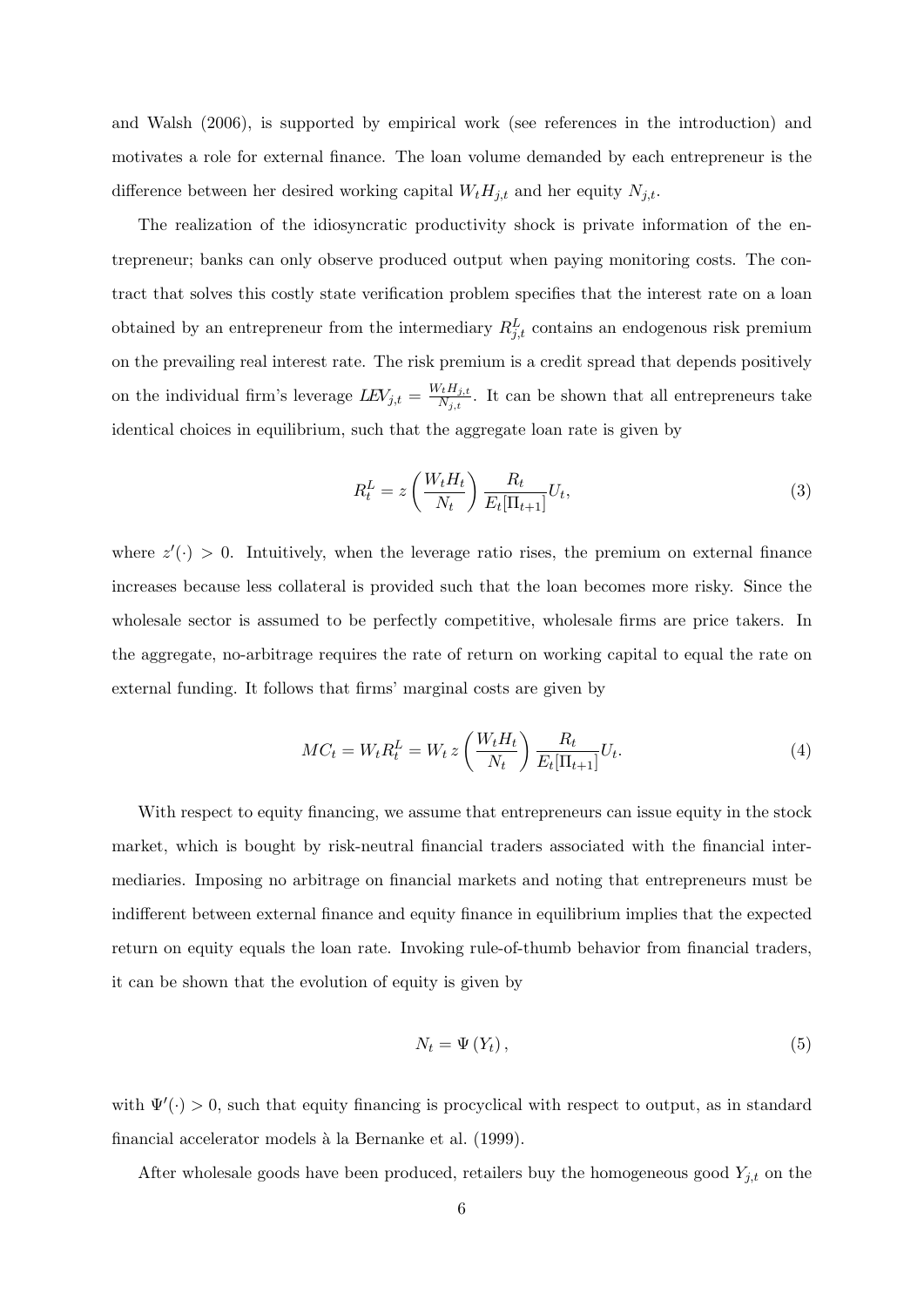and Walsh (2006), is supported by empirical work (see references in the introduction) and motivates a role for external finance. The loan volume demanded by each entrepreneur is the difference between her desired working capital $W_t H_{j,t}$ and her equity $N_{j,t}$.

The realization of the idiosyncratic productivity shock is private information of the entrepreneur; banks can only observe produced output when paying monitoring costs. The contract that solves this costly state verification problem specifies that the interest rate on a loan obtained by an entrepreneur from the intermediary $R^L_{j,t}$ contains an endogenous risk premium on the prevailing real interest rate. The risk premium is a credit spread that depends positively on the individual firm's leverage $LEV_{j,t} = \frac{W_t H_{j,t}}{N_{j,t}}$. It can be shown that all entrepreneurs take identical choices in equilibrium, such that the aggregate loan rate is given by

$$R^L_t = z\left(\frac{W_t H_t}{N_t}\right)\frac{R_t}{E_t[\Pi_{t+1}]}U_t, \tag{3}$$

where $z'(\cdot) > 0$. Intuitively, when the leverage ratio rises, the premium on external finance increases because less collateral is provided such that the loan becomes more risky. Since the wholesale sector is assumed to be perfectly competitive, wholesale firms are price takers. In the aggregate, no-arbitrage requires the rate of return on working capital to equal the rate on external funding. It follows that firms' marginal costs are given by

$$MC_t = W_t R^L_t = W_t\, z\left(\frac{W_t H_t}{N_t}\right)\frac{R_t}{E_t[\Pi_{t+1}]}U_t. \tag{4}$$

With respect to equity financing, we assume that entrepreneurs can issue equity in the stock market, which is bought by risk-neutral financial traders associated with the financial intermediaries. Imposing no arbitrage on financial markets and noting that entrepreneurs must be indifferent between external finance and equity finance in equilibrium implies that the expected return on equity equals the loan rate. Invoking rule-of-thumb behavior from financial traders, it can be shown that the evolution of equity is given by

$$N_t = \Psi\left(Y_t\right), \tag{5}$$

with $\Psi'(\cdot) > 0$, such that equity financing is procyclical with respect to output, as in standard financial accelerator models à la Bernanke et al. (1999).

After wholesale goods have been produced, retailers buy the homogeneous good $Y_{j,t}$ on the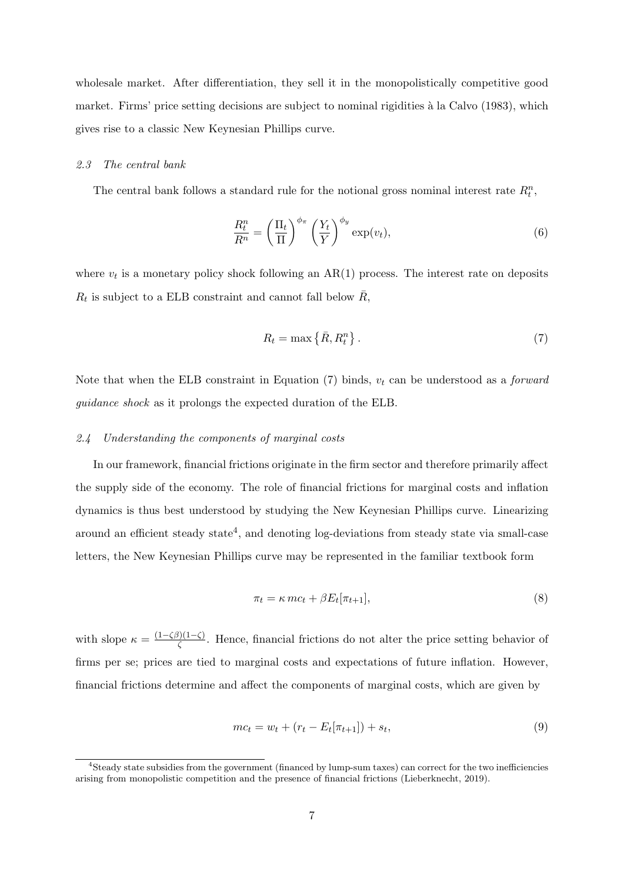wholesale market. After differentiation, they sell it in the monopolistically competitive good market. Firms' price setting decisions are subject to nominal rigidities à la Calvo (1983), which gives rise to a classic New Keynesian Phillips curve.

### *2.3 The central bank*

The central bank follows a standard rule for the notional gross nominal interest rate $R_t^n$,

$$\frac{R_t^n}{R^n} = \left(\frac{\Pi_t}{\Pi}\right)^{\phi_\pi} \left(\frac{Y_t}{Y}\right)^{\phi_y} \exp(v_t), \tag{6}$$

where $v_t$ is a monetary policy shock following an AR(1) process. The interest rate on deposits $R_t$ is subject to a ELB constraint and cannot fall below $\bar{R}$,

$$R_t = \max\left\{\bar{R}, R_t^n\right\}. \tag{7}$$

Note that when the ELB constraint in Equation (7) binds, $v_t$ can be understood as a *forward guidance shock* as it prolongs the expected duration of the ELB.

### *2.4 Understanding the components of marginal costs*

In our framework, financial frictions originate in the firm sector and therefore primarily affect the supply side of the economy. The role of financial frictions for marginal costs and inflation dynamics is thus best understood by studying the New Keynesian Phillips curve. Linearizing around an efficient steady state[4], and denoting log-deviations from steady state via small-case letters, the New Keynesian Phillips curve may be represented in the familiar textbook form

$$\pi_t = \kappa\, mc_t + \beta E_t[\pi_{t+1}], \tag{8}$$

with slope $\kappa = \frac{(1-\zeta\beta)(1-\zeta)}{\zeta}$. Hence, financial frictions do not alter the price setting behavior of firms per se; prices are tied to marginal costs and expectations of future inflation. However, financial frictions determine and affect the components of marginal costs, which are given by

$$mc_t = w_t + (r_t - E_t[\pi_{t+1}]) + s_t, \tag{9}$$

[4] Steady state subsidies from the government (financed by lump-sum taxes) can correct for the two inefficiencies arising from monopolistic competition and the presence of financial frictions (Lieberknecht, 2019).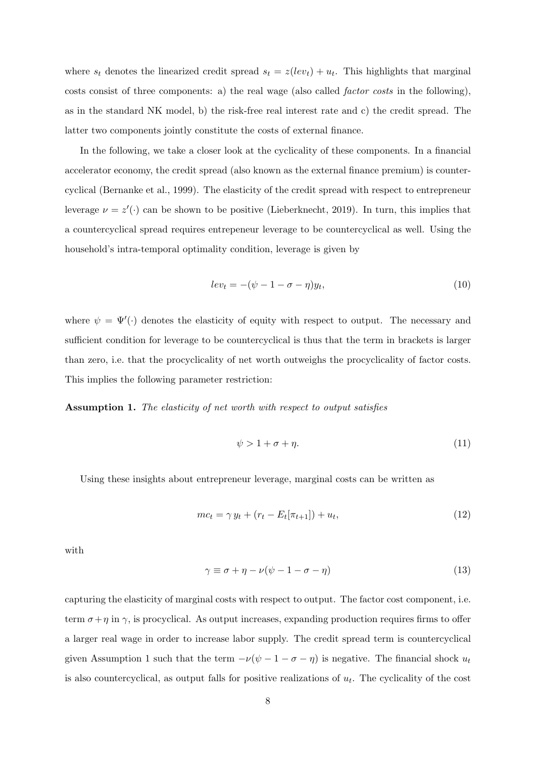where $s_t$ denotes the linearized credit spread $s_t = z(lev_t) + u_t$. This highlights that marginal costs consist of three components: a) the real wage (also called *factor costs* in the following), as in the standard NK model, b) the risk-free real interest rate and c) the credit spread. The latter two components jointly constitute the costs of external finance.

In the following, we take a closer look at the cyclicality of these components. In a financial accelerator economy, the credit spread (also known as the external finance premium) is countercyclical (Bernanke et al., 1999). The elasticity of the credit spread with respect to entrepreneur leverage $\nu = z'(\cdot)$ can be shown to be positive (Lieberknecht, 2019). In turn, this implies that a countercyclical spread requires entepeneur leverage to be countercyclical as well. Using the household's intra-temporal optimality condition, leverage is given by

$$lev_t = -(\psi - 1 - \sigma - \eta)y_t, \tag{10}$$

where $\psi = \Psi'(\cdot)$ denotes the elasticity of equity with respect to output. The necessary and sufficient condition for leverage to be countercyclical is thus that the term in brackets is larger than zero, i.e. that the procyclicality of net worth outweighs the procyclicality of factor costs. This implies the following parameter restriction:

**Assumption 1.** *The elasticity of net worth with respect to output satisfies*

$$\psi > 1 + \sigma + \eta. \tag{11}$$

Using these insights about entrepreneur leverage, marginal costs can be written as

$$mc_t = \gamma \, y_t + (r_t - E_t[\pi_{t+1}]) + u_t, \tag{12}$$

with

$$\gamma \equiv \sigma + \eta - \nu(\psi - 1 - \sigma - \eta) \tag{13}$$

capturing the elasticity of marginal costs with respect to output. The factor cost component, i.e. term $\sigma + \eta$ in $\gamma$, is procyclical. As output increases, expanding production requires firms to offer a larger real wage in order to increase labor supply. The credit spread term is countercyclical given Assumption 1 such that the term $-\nu(\psi - 1 - \sigma - \eta)$ is negative. The financial shock $u_t$ is also countercyclical, as output falls for positive realizations of $u_t$. The cyclicality of the cost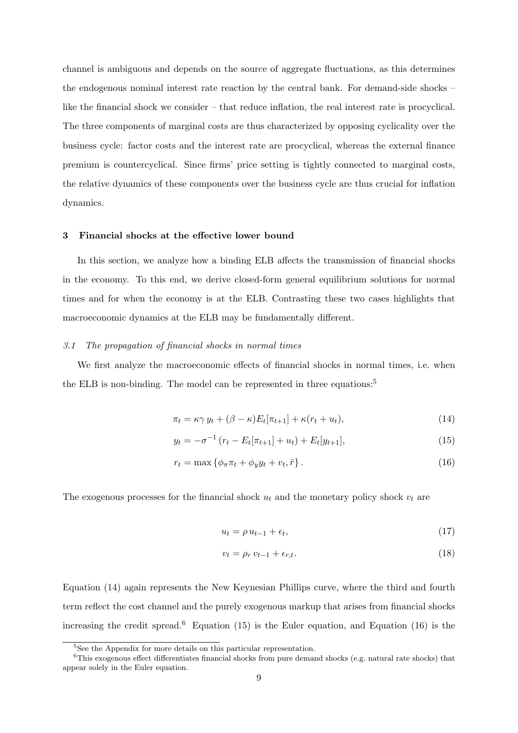channel is ambiguous and depends on the source of aggregate fluctuations, as this determines the endogenous nominal interest rate reaction by the central bank. For demand-side shocks – like the financial shock we consider – that reduce inflation, the real interest rate is procyclical. The three components of marginal costs are thus characterized by opposing cyclicality over the business cycle: factor costs and the interest rate are procyclical, whereas the external finance premium is countercyclical. Since firms' price setting is tightly connected to marginal costs, the relative dynamics of these components over the business cycle are thus crucial for inflation dynamics.

## 3 Financial shocks at the effective lower bound

In this section, we analyze how a binding ELB affects the transmission of financial shocks in the economy. To this end, we derive closed-form general equilibrium solutions for normal times and for when the economy is at the ELB. Contrasting these two cases highlights that macroeconomic dynamics at the ELB may be fundamentally different.

### *3.1 The propagation of financial shocks in normal times*

We first analyze the macroeconomic effects of financial shocks in normal times, i.e. when the ELB is non-binding. The model can be represented in three equations:[5]

$$\pi_t = \kappa\gamma\, y_t + (\beta - \kappa)E_t[\pi_{t+1}] + \kappa(r_t + u_t), \tag{14}$$

$$y_t = -\sigma^{-1}\left(r_t - E_t[\pi_{t+1}] + u_t\right) + E_t[y_{t+1}], \tag{15}$$

$$r_t = \max\left\{\phi_\pi \pi_t + \phi_y y_t + v_t, \bar{r}\right\}. \tag{16}$$

The exogenous processes for the financial shock $u_t$ and the monetary policy shock $v_t$ are

$$u_t = \rho\, u_{t-1} + \epsilon_t, \tag{17}$$

$$v_t = \rho_r\, v_{t-1} + \epsilon_{r,t}. \tag{18}$$

Equation (14) again represents the New Keynesian Phillips curve, where the third and fourth term reflect the cost channel and the purely exogenous markup that arises from financial shocks increasing the credit spread.[6] Equation (15) is the Euler equation, and Equation (16) is the

[5] See the Appendix for more details on this particular representation.

[6] This exogenous effect differentiates financial shocks from pure demand shocks (e.g. natural rate shocks) that appear solely in the Euler equation.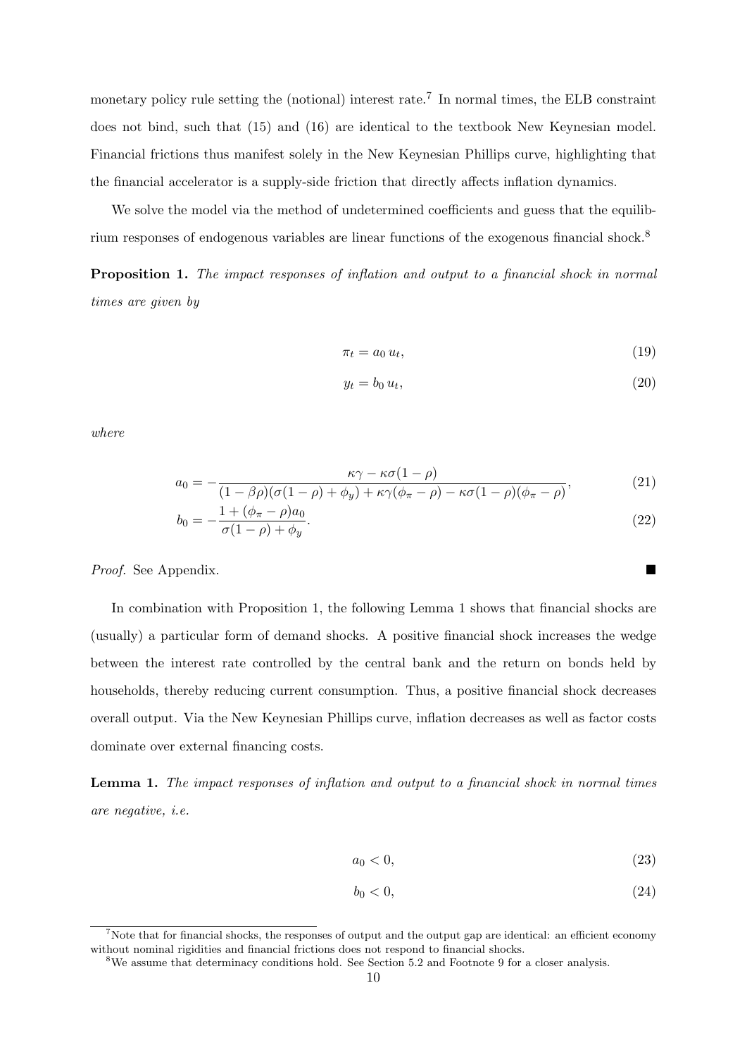monetary policy rule setting the (notional) interest rate.[7] In normal times, the ELB constraint does not bind, such that (15) and (16) are identical to the textbook New Keynesian model. Financial frictions thus manifest solely in the New Keynesian Phillips curve, highlighting that the financial accelerator is a supply-side friction that directly affects inflation dynamics.

We solve the model via the method of undetermined coefficients and guess that the equilibrium responses of endogenous variables are linear functions of the exogenous financial shock.[8]

**Proposition 1.** *The impact responses of inflation and output to a financial shock in normal times are given by*

$$\pi_t = a_0 \, u_t, \tag{19}$$

$$y_t = b_0 \, u_t, \tag{20}$$

*where*

$$a_0 = -\frac{\kappa\gamma - \kappa\sigma(1-\rho)}{(1-\beta\rho)(\sigma(1-\rho)+\phi_y) + \kappa\gamma(\phi_\pi - \rho) - \kappa\sigma(1-\rho)(\phi_\pi - \rho)}, \tag{21}$$

$$b_0 = -\frac{1 + (\phi_\pi - \rho)a_0}{\sigma(1-\rho) + \phi_y}. \tag{22}$$

*Proof.* See Appendix. ■

In combination with Proposition 1, the following Lemma 1 shows that financial shocks are (usually) a particular form of demand shocks. A positive financial shock increases the wedge between the interest rate controlled by the central bank and the return on bonds held by households, thereby reducing current consumption. Thus, a positive financial shock decreases overall output. Via the New Keynesian Phillips curve, inflation decreases as well as factor costs dominate over external financing costs.

**Lemma 1.** *The impact responses of inflation and output to a financial shock in normal times are negative, i.e.*

$$a_0 < 0, \tag{23}$$

$$b_0 < 0, \tag{24}$$

[7] Note that for financial shocks, the responses of output and the output gap are identical: an efficient economy without nominal rigidities and financial frictions does not respond to financial shocks.

[8] We assume that determinacy conditions hold. See Section 5.2 and Footnote 9 for a closer analysis.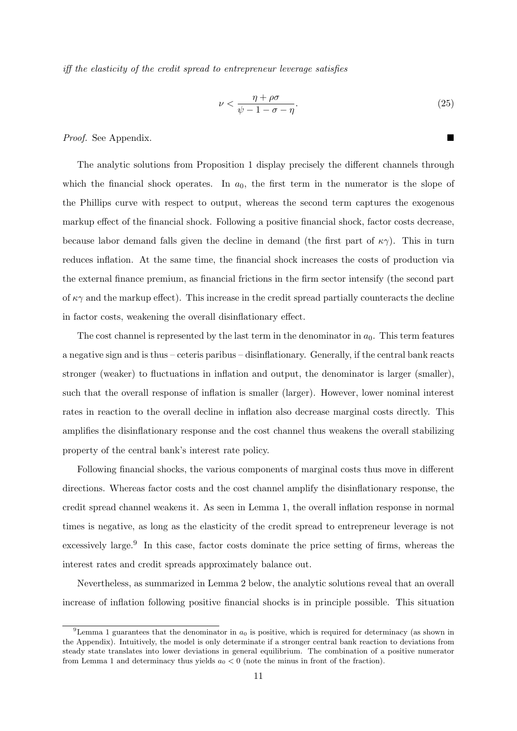*iff the elasticity of the credit spread to entrepreneur leverage satisfies*

$$\nu < \frac{\eta + \rho\sigma}{\psi - 1 - \sigma - \eta}. \tag{25}$$

*Proof.* See Appendix. ■

The analytic solutions from Proposition 1 display precisely the different channels through which the financial shock operates. In $a_0$, the first term in the numerator is the slope of the Phillips curve with respect to output, whereas the second term captures the exogenous markup effect of the financial shock. Following a positive financial shock, factor costs decrease, because labor demand falls given the decline in demand (the first part of $\kappa\gamma$). This in turn reduces inflation. At the same time, the financial shock increases the costs of production via the external finance premium, as financial frictions in the firm sector intensify (the second part of $\kappa\gamma$ and the markup effect). This increase in the credit spread partially counteracts the decline in factor costs, weakening the overall disinflationary effect.

The cost channel is represented by the last term in the denominator in $a_0$. This term features a negative sign and is thus – ceteris paribus – disinflationary. Generally, if the central bank reacts stronger (weaker) to fluctuations in inflation and output, the denominator is larger (smaller), such that the overall response of inflation is smaller (larger). However, lower nominal interest rates in reaction to the overall decline in inflation also decrease marginal costs directly. This amplifies the disinflationary response and the cost channel thus weakens the overall stabilizing property of the central bank's interest rate policy.

Following financial shocks, the various components of marginal costs thus move in different directions. Whereas factor costs and the cost channel amplify the disinflationary response, the credit spread channel weakens it. As seen in Lemma 1, the overall inflation response in normal times is negative, as long as the elasticity of the credit spread to entrepreneur leverage is not excessively large.[9] In this case, factor costs dominate the price setting of firms, whereas the interest rates and credit spreads approximately balance out.

Nevertheless, as summarized in Lemma 2 below, the analytic solutions reveal that an overall increase of inflation following positive financial shocks is in principle possible. This situation

[9] Lemma 1 guarantees that the denominator in $a_0$ is positive, which is required for determinacy (as shown in the Appendix). Intuitively, the model is only determinate if a stronger central bank reaction to deviations from steady state translates into lower deviations in general equilibrium. The combination of a positive numerator from Lemma 1 and determinacy thus yields $a_0 < 0$ (note the minus in front of the fraction).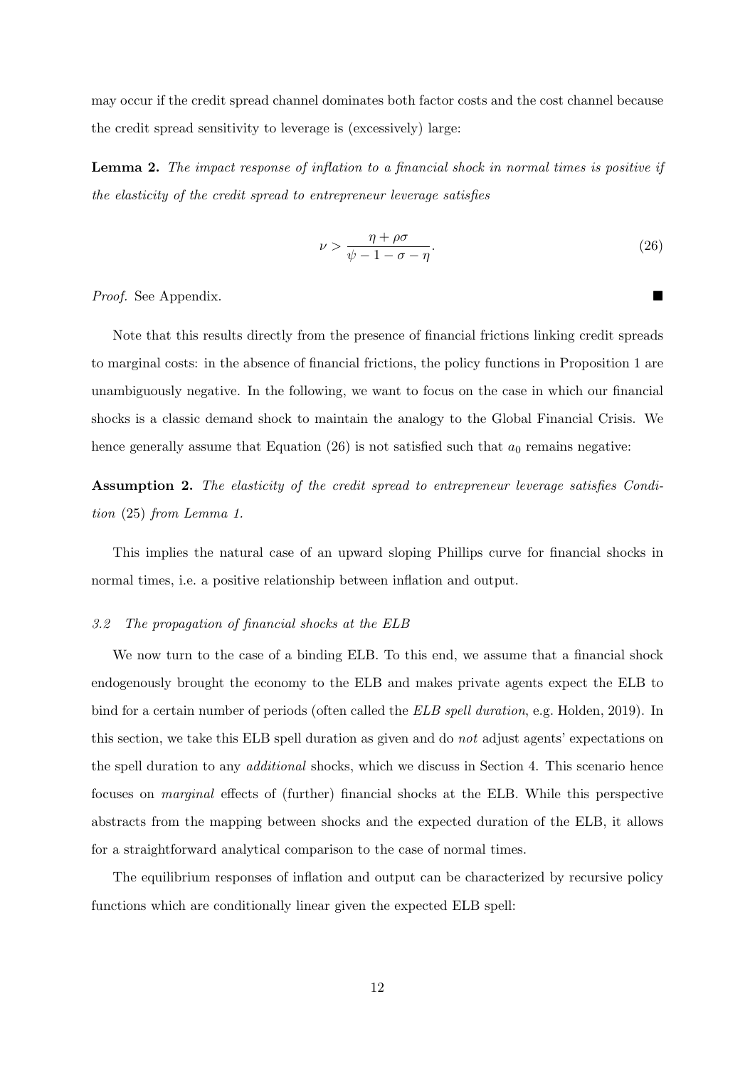may occur if the credit spread channel dominates both factor costs and the cost channel because the credit spread sensitivity to leverage is (excessively) large:

**Lemma 2.** *The impact response of inflation to a financial shock in normal times is positive if the elasticity of the credit spread to entrepreneur leverage satisfies*

$$\nu > \frac{\eta + \rho\sigma}{\psi - 1 - \sigma - \eta}. \tag{26}$$

*Proof.* See Appendix. ■

Note that this results directly from the presence of financial frictions linking credit spreads to marginal costs: in the absence of financial frictions, the policy functions in Proposition 1 are unambiguously negative. In the following, we want to focus on the case in which our financial shocks is a classic demand shock to maintain the analogy to the Global Financial Crisis. We hence generally assume that Equation (26) is not satisfied such that $a_0$ remains negative:

**Assumption 2.** *The elasticity of the credit spread to entrepreneur leverage satisfies Condition* (25) *from Lemma 1.*

This implies the natural case of an upward sloping Phillips curve for financial shocks in normal times, i.e. a positive relationship between inflation and output.

### *3.2 The propagation of financial shocks at the ELB*

We now turn to the case of a binding ELB. To this end, we assume that a financial shock endogenously brought the economy to the ELB and makes private agents expect the ELB to bind for a certain number of periods (often called the *ELB spell duration*, e.g. Holden, 2019). In this section, we take this ELB spell duration as given and do *not* adjust agents' expectations on the spell duration to any *additional* shocks, which we discuss in Section 4. This scenario hence focuses on *marginal* effects of (further) financial shocks at the ELB. While this perspective abstracts from the mapping between shocks and the expected duration of the ELB, it allows for a straightforward analytical comparison to the case of normal times.

The equilibrium responses of inflation and output can be characterized by recursive policy functions which are conditionally linear given the expected ELB spell: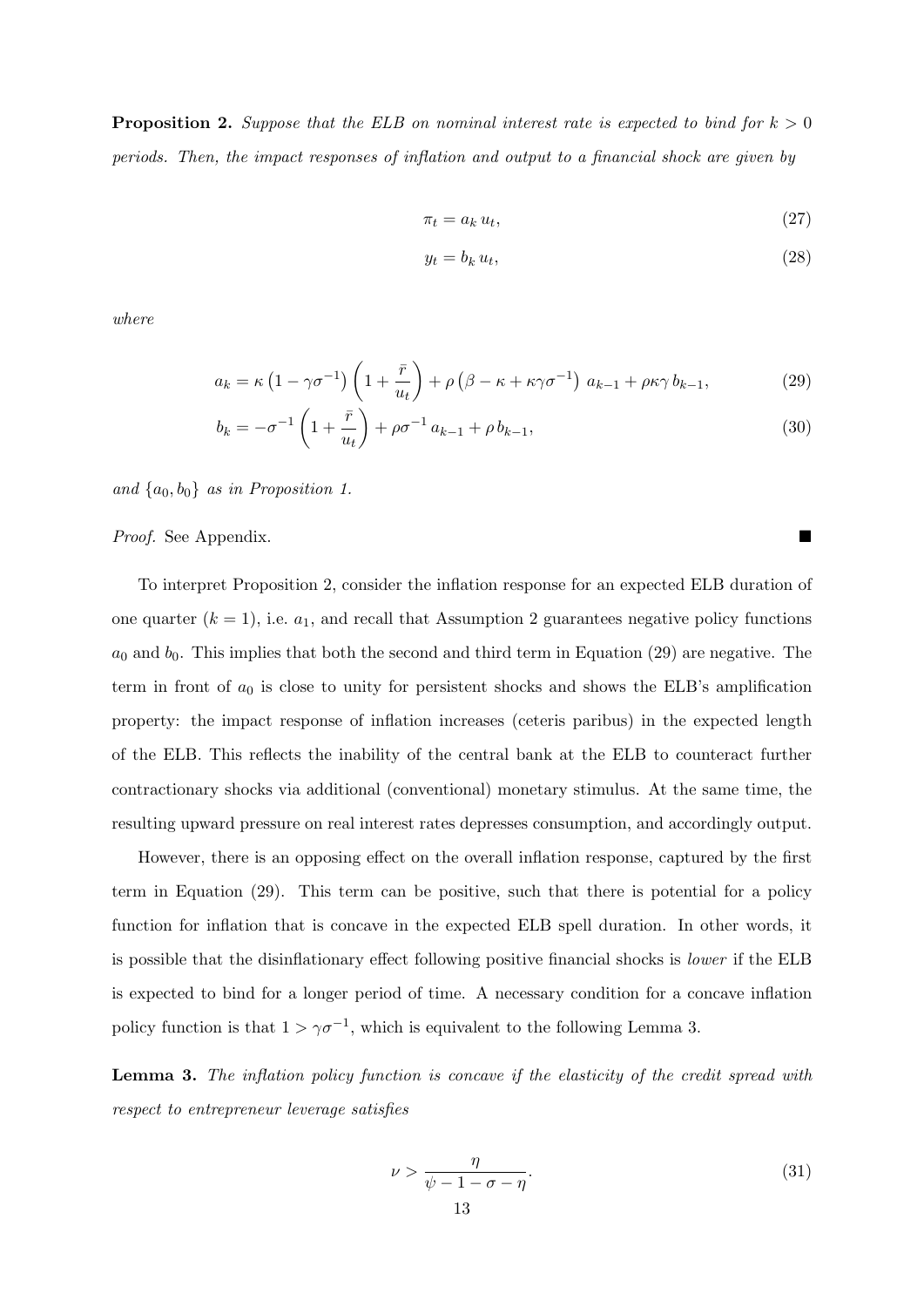**Proposition 2.** *Suppose that the ELB on nominal interest rate is expected to bind for $k > 0$ periods. Then, the impact responses of inflation and output to a financial shock are given by*

$$\pi_t = a_k \, u_t, \tag{27}$$

$$y_t = b_k \, u_t, \tag{28}$$

*where*

$$a_k = \kappa \left(1 - \gamma\sigma^{-1}\right)\left(1 + \frac{\bar{r}}{u_t}\right) + \rho\left(\beta - \kappa + \kappa\gamma\sigma^{-1}\right) a_{k-1} + \rho\kappa\gamma \, b_{k-1}, \tag{29}$$

$$b_k = -\sigma^{-1}\left(1 + \frac{\bar{r}}{u_t}\right) + \rho\sigma^{-1} a_{k-1} + \rho \, b_{k-1}, \tag{30}$$

*and $\{a_0, b_0\}$ as in Proposition 1.*

*Proof.* See Appendix. ∎

To interpret Proposition 2, consider the inflation response for an expected ELB duration of one quarter ($k = 1$), i.e. $a_1$, and recall that Assumption 2 guarantees negative policy functions $a_0$ and $b_0$. This implies that both the second and third term in Equation (29) are negative. The term in front of $a_0$ is close to unity for persistent shocks and shows the ELB's amplification property: the impact response of inflation increases (ceteris paribus) in the expected length of the ELB. This reflects the inability of the central bank at the ELB to counteract further contractionary shocks via additional (conventional) monetary stimulus. At the same time, the resulting upward pressure on real interest rates depresses consumption, and accordingly output.

However, there is an opposing effect on the overall inflation response, captured by the first term in Equation (29). This term can be positive, such that there is potential for a policy function for inflation that is concave in the expected ELB spell duration. In other words, it is possible that the disinflationary effect following positive financial shocks is *lower* if the ELB is expected to bind for a longer period of time. A necessary condition for a concave inflation policy function is that $1 > \gamma\sigma^{-1}$, which is equivalent to the following Lemma 3.

**Lemma 3.** *The inflation policy function is concave if the elasticity of the credit spread with respect to entrepreneur leverage satisfies*

$$\nu > \frac{\eta}{\psi - 1 - \sigma - \eta}. \tag{31}$$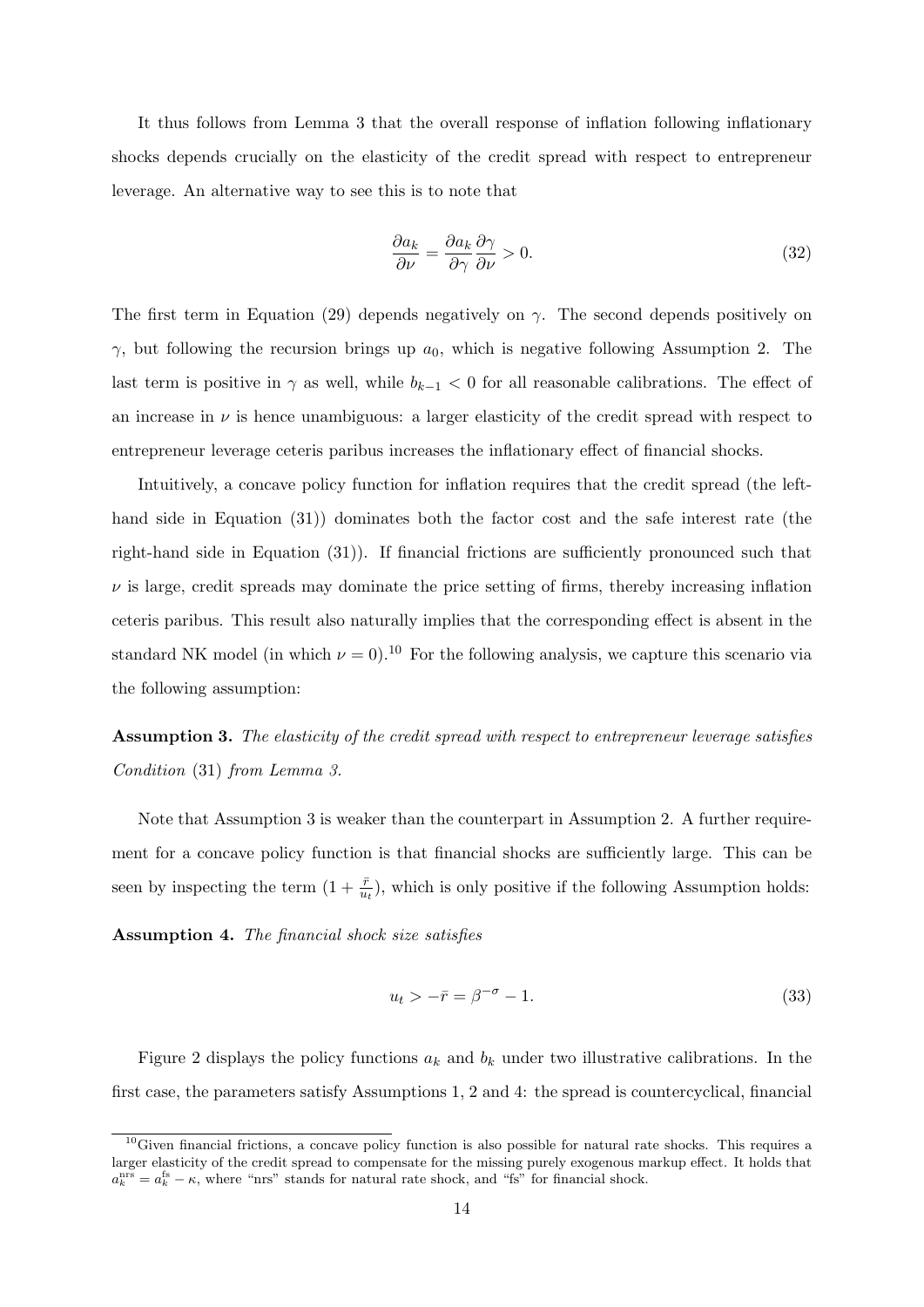It thus follows from Lemma 3 that the overall response of inflation following inflationary shocks depends crucially on the elasticity of the credit spread with respect to entrepreneur leverage. An alternative way to see this is to note that

$$\frac{\partial a_k}{\partial \nu} = \frac{\partial a_k}{\partial \gamma}\frac{\partial \gamma}{\partial \nu} > 0. \tag{32}$$

The first term in Equation (29) depends negatively on $\gamma$. The second depends positively on $\gamma$, but following the recursion brings up $a_0$, which is negative following Assumption 2. The last term is positive in $\gamma$ as well, while $b_{k-1} < 0$ for all reasonable calibrations. The effect of an increase in $\nu$ is hence unambiguous: a larger elasticity of the credit spread with respect to entrepreneur leverage ceteris paribus increases the inflationary effect of financial shocks.

Intuitively, a concave policy function for inflation requires that the credit spread (the left-hand side in Equation (31)) dominates both the factor cost and the safe interest rate (the right-hand side in Equation (31)). If financial frictions are sufficiently pronounced such that $\nu$ is large, credit spreads may dominate the price setting of firms, thereby increasing inflation ceteris paribus. This result also naturally implies that the corresponding effect is absent in the standard NK model (in which $\nu = 0$).[10] For the following analysis, we capture this scenario via the following assumption:

**Assumption 3.** *The elasticity of the credit spread with respect to entrepreneur leverage satisfies Condition* (31) *from Lemma 3.*

Note that Assumption 3 is weaker than the counterpart in Assumption 2. A further requirement for a concave policy function is that financial shocks are sufficiently large. This can be seen by inspecting the term $(1 + \frac{\bar{r}}{u_t})$, which is only positive if the following Assumption holds:

**Assumption 4.** *The financial shock size satisfies*

$$u_t > -\bar{r} = \beta^{-\sigma} - 1. \tag{33}$$

Figure 2 displays the policy functions $a_k$ and $b_k$ under two illustrative calibrations. In the first case, the parameters satisfy Assumptions 1, 2 and 4: the spread is countercyclical, financial

[10] Given financial frictions, a concave policy function is also possible for natural rate shocks. This requires a larger elasticity of the credit spread to compensate for the missing purely exogenous markup effect. It holds that $a_k^{\text{nrs}} = a_k^{\text{fs}} - \kappa$, where "nrs" stands for natural rate shock, and "fs" for financial shock.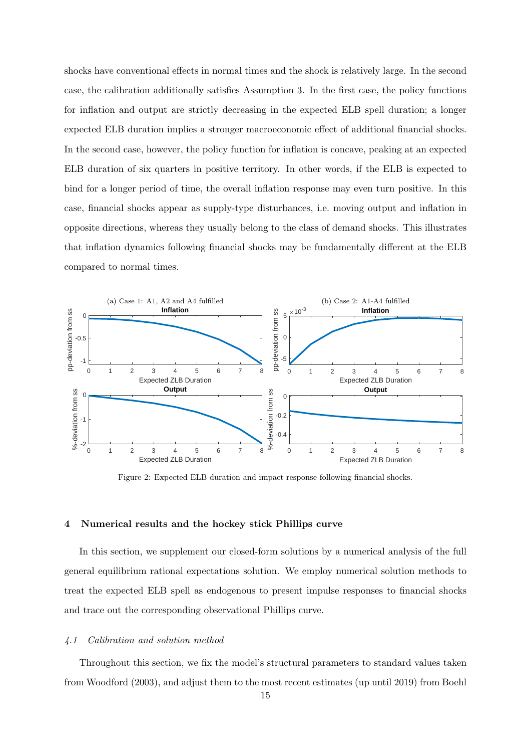shocks have conventional effects in normal times and the shock is relatively large. In the second case, the calibration additionally satisfies Assumption 3. In the first case, the policy functions for inflation and output are strictly decreasing in the expected ELB spell duration; a longer expected ELB duration implies a stronger macroeconomic effect of additional financial shocks. In the second case, however, the policy function for inflation is concave, peaking at an expected ELB duration of six quarters in positive territory. In other words, if the ELB is expected to bind for a longer period of time, the overall inflation response may even turn positive. In this case, financial shocks appear as supply-type disturbances, i.e. moving output and inflation in opposite directions, whereas they usually belong to the class of demand shocks. This illustrates that inflation dynamics following financial shocks may be fundamentally different at the ELB compared to normal times.

Figure 2: Expected ELB duration and impact response following financial shocks.

## 4 Numerical results and the hockey stick Phillips curve

In this section, we supplement our closed-form solutions by a numerical analysis of the full general equilibrium rational expectations solution. We employ numerical solution methods to treat the expected ELB spell as endogenous to present impulse responses to financial shocks and trace out the corresponding observational Phillips curve.

### *4.1 Calibration and solution method*

Throughout this section, we fix the model's structural parameters to standard values taken from Woodford (2003), and adjust them to the most recent estimates (up until 2019) from Boehl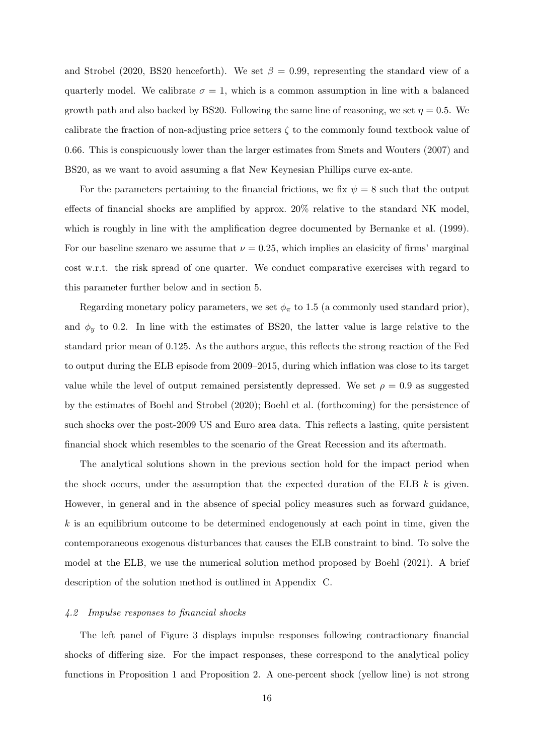and Strobel (2020, BS20 henceforth). We set $\beta = 0.99$, representing the standard view of a quarterly model. We calibrate $\sigma = 1$, which is a common assumption in line with a balanced growth path and also backed by BS20. Following the same line of reasoning, we set $\eta = 0.5$. We calibrate the fraction of non-adjusting price setters $\zeta$ to the commonly found textbook value of 0.66. This is conspicuously lower than the larger estimates from Smets and Wouters (2007) and BS20, as we want to avoid assuming a flat New Keynesian Phillips curve ex-ante.

For the parameters pertaining to the financial frictions, we fix $\psi = 8$ such that the output effects of financial shocks are amplified by approx. 20% relative to the standard NK model, which is roughly in line with the amplification degree documented by Bernanke et al. (1999). For our baseline szenaro we assume that $\nu = 0.25$, which implies an elasicity of firms' marginal cost w.r.t. the risk spread of one quarter. We conduct comparative exercises with regard to this parameter further below and in section 5.

Regarding monetary policy parameters, we set $\phi_\pi$ to 1.5 (a commonly used standard prior), and $\phi_y$ to 0.2. In line with the estimates of BS20, the latter value is large relative to the standard prior mean of 0.125. As the authors argue, this reflects the strong reaction of the Fed to output during the ELB episode from 2009–2015, during which inflation was close to its target value while the level of output remained persistently depressed. We set $\rho = 0.9$ as suggested by the estimates of Boehl and Strobel (2020); Boehl et al. (forthcoming) for the persistence of such shocks over the post-2009 US and Euro area data. This reflects a lasting, quite persistent financial shock which resembles to the scenario of the Great Recession and its aftermath.

The analytical solutions shown in the previous section hold for the impact period when the shock occurs, under the assumption that the expected duration of the ELB $k$ is given. However, in general and in the absence of special policy measures such as forward guidance, $k$ is an equilibrium outcome to be determined endogenously at each point in time, given the contemporaneous exogenous disturbances that causes the ELB constraint to bind. To solve the model at the ELB, we use the numerical solution method proposed by Boehl (2021). A brief description of the solution method is outlined in Appendix C.

### *4.2 Impulse responses to financial shocks*

The left panel of Figure 3 displays impulse responses following contractionary financial shocks of differing size. For the impact responses, these correspond to the analytical policy functions in Proposition 1 and Proposition 2. A one-percent shock (yellow line) is not strong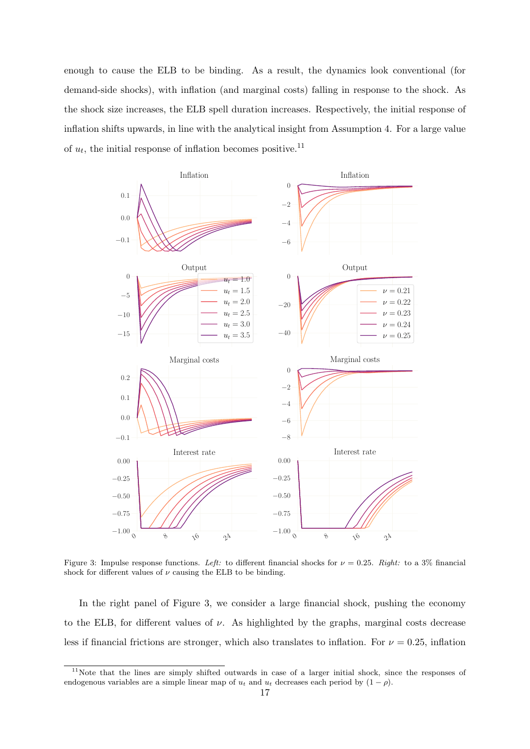enough to cause the ELB to be binding. As a result, the dynamics look conventional (for demand-side shocks), with inflation (and marginal costs) falling in response to the shock. As the shock size increases, the ELB spell duration increases. Respectively, the initial response of inflation shifts upwards, in line with the analytical insight from Assumption 4. For a large value of $u_t$, the initial response of inflation becomes positive.[11]

Figure 3: Impulse response functions. *Left:* to different financial shocks for $\nu = 0.25$. *Right:* to a 3% financial shock for different values of $\nu$ causing the ELB to be binding.

In the right panel of Figure 3, we consider a large financial shock, pushing the economy to the ELB, for different values of $\nu$. As highlighted by the graphs, marginal costs decrease less if financial frictions are stronger, which also translates to inflation. For $\nu = 0.25$, inflation

[11] Note that the lines are simply shifted outwards in case of a larger initial shock, since the responses of endogenous variables are a simple linear map of $u_t$ and $u_t$ decreases each period by $(1 - \rho)$.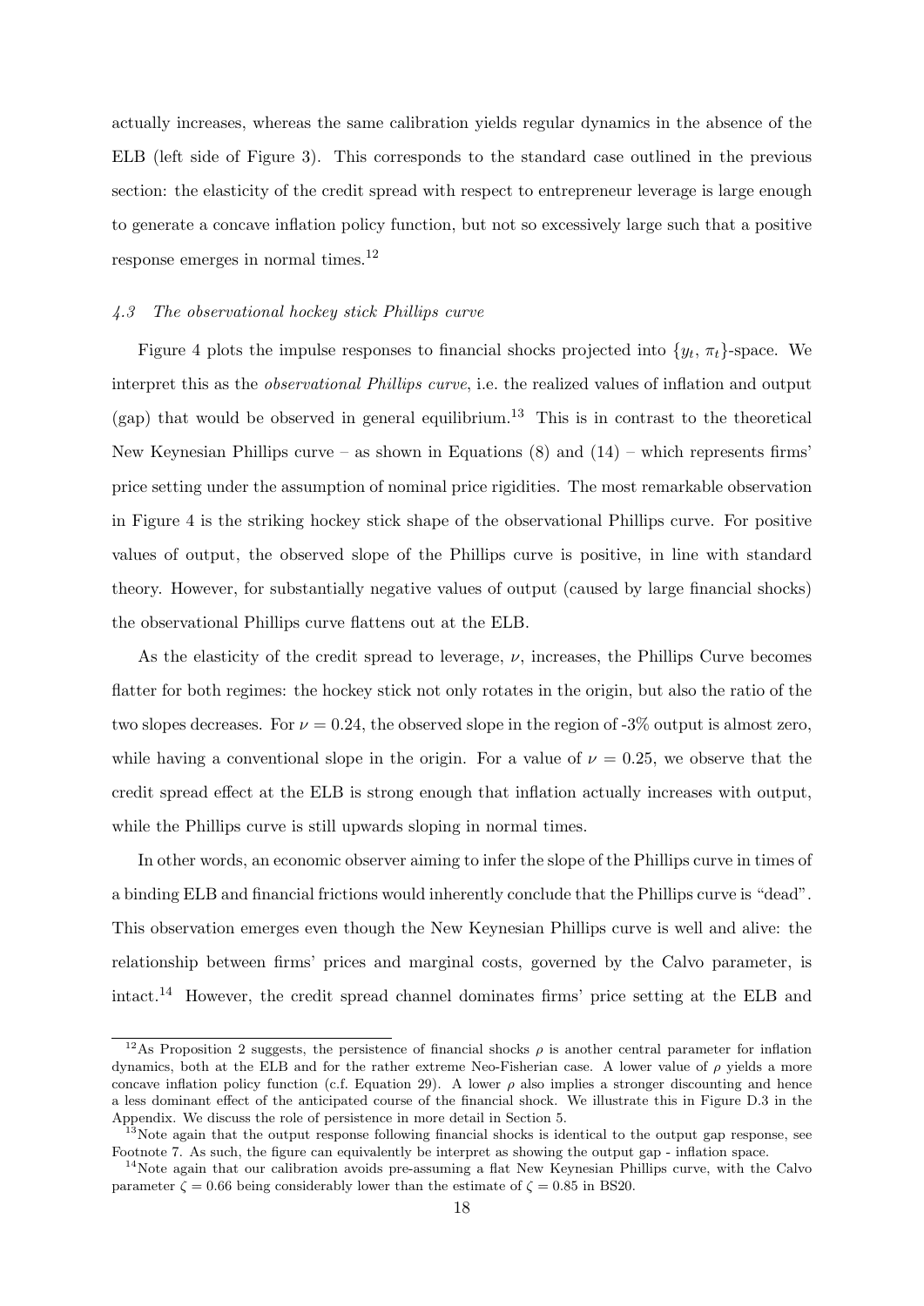actually increases, whereas the same calibration yields regular dynamics in the absence of the ELB (left side of Figure 3). This corresponds to the standard case outlined in the previous section: the elasticity of the credit spread with respect to entrepreneur leverage is large enough to generate a concave inflation policy function, but not so excessively large such that a positive response emerges in normal times.[12]

### *4.3 The observational hockey stick Phillips curve*

Figure 4 plots the impulse responses to financial shocks projected into $\{y_t, \pi_t\}$-space. We interpret this as the *observational Phillips curve*, i.e. the realized values of inflation and output (gap) that would be observed in general equilibrium.[13] This is in contrast to the theoretical New Keynesian Phillips curve – as shown in Equations (8) and (14) – which represents firms' price setting under the assumption of nominal price rigidities. The most remarkable observation in Figure 4 is the striking hockey stick shape of the observational Phillips curve. For positive values of output, the observed slope of the Phillips curve is positive, in line with standard theory. However, for substantially negative values of output (caused by large financial shocks) the observational Phillips curve flattens out at the ELB.

As the elasticity of the credit spread to leverage, $\nu$, increases, the Phillips Curve becomes flatter for both regimes: the hockey stick not only rotates in the origin, but also the ratio of the two slopes decreases. For $\nu = 0.24$, the observed slope in the region of -3% output is almost zero, while having a conventional slope in the origin. For a value of $\nu = 0.25$, we observe that the credit spread effect at the ELB is strong enough that inflation actually increases with output, while the Phillips curve is still upwards sloping in normal times.

In other words, an economic observer aiming to infer the slope of the Phillips curve in times of a binding ELB and financial frictions would inherently conclude that the Phillips curve is "dead". This observation emerges even though the New Keynesian Phillips curve is well and alive: the relationship between firms' prices and marginal costs, governed by the Calvo parameter, is intact.[14] However, the credit spread channel dominates firms' price setting at the ELB and

---

[12] As Proposition 2 suggests, the persistence of financial shocks $\rho$ is another central parameter for inflation dynamics, both at the ELB and for the rather extreme Neo-Fisherian case. A lower value of $\rho$ yields a more concave inflation policy function (c.f. Equation 29). A lower $\rho$ also implies a stronger discounting and hence a less dominant effect of the anticipated course of the financial shock. We illustrate this in Figure D.3 in the Appendix. We discuss the role of persistence in more detail in Section 5.

[13] Note again that the output response following financial shocks is identical to the output gap response, see Footnote 7. As such, the figure can equivalently be interpret as showing the output gap - inflation space.

[14] Note again that our calibration avoids pre-assuming a flat New Keynesian Phillips curve, with the Calvo parameter $\zeta = 0.66$ being considerably lower than the estimate of $\zeta = 0.85$ in BS20.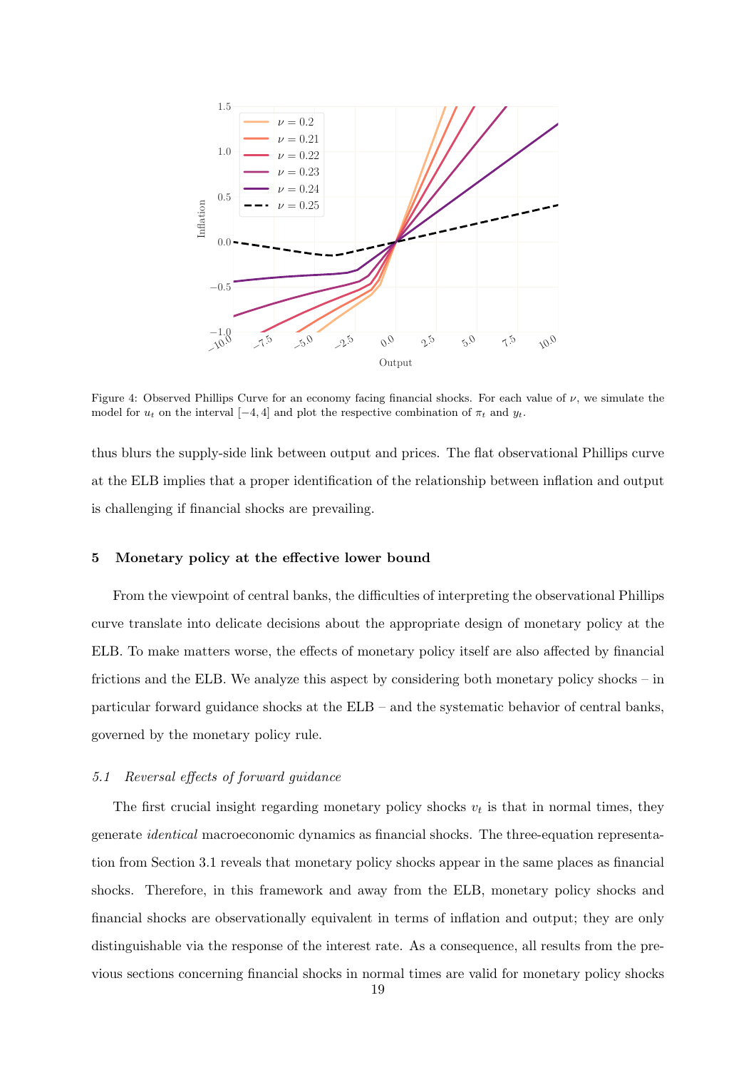Figure 4: Observed Phillips Curve for an economy facing financial shocks. For each value of $\nu$, we simulate the model for $u_t$ on the interval $[-4, 4]$ and plot the respective combination of $\pi_t$ and $y_t$.

thus blurs the supply-side link between output and prices. The flat observational Phillips curve at the ELB implies that a proper identification of the relationship between inflation and output is challenging if financial shocks are prevailing.

## 5 Monetary policy at the effective lower bound

From the viewpoint of central banks, the difficulties of interpreting the observational Phillips curve translate into delicate decisions about the appropriate design of monetary policy at the ELB. To make matters worse, the effects of monetary policy itself are also affected by financial frictions and the ELB. We analyze this aspect by considering both monetary policy shocks – in particular forward guidance shocks at the ELB – and the systematic behavior of central banks, governed by the monetary policy rule.

### *5.1 Reversal effects of forward guidance*

The first crucial insight regarding monetary policy shocks $v_t$ is that in normal times, they generate *identical* macroeconomic dynamics as financial shocks. The three-equation representation from Section 3.1 reveals that monetary policy shocks appear in the same places as financial shocks. Therefore, in this framework and away from the ELB, monetary policy shocks and financial shocks are observationally equivalent in terms of inflation and output; they are only distinguishable via the response of the interest rate. As a consequence, all results from the previous sections concerning financial shocks in normal times are valid for monetary policy shocks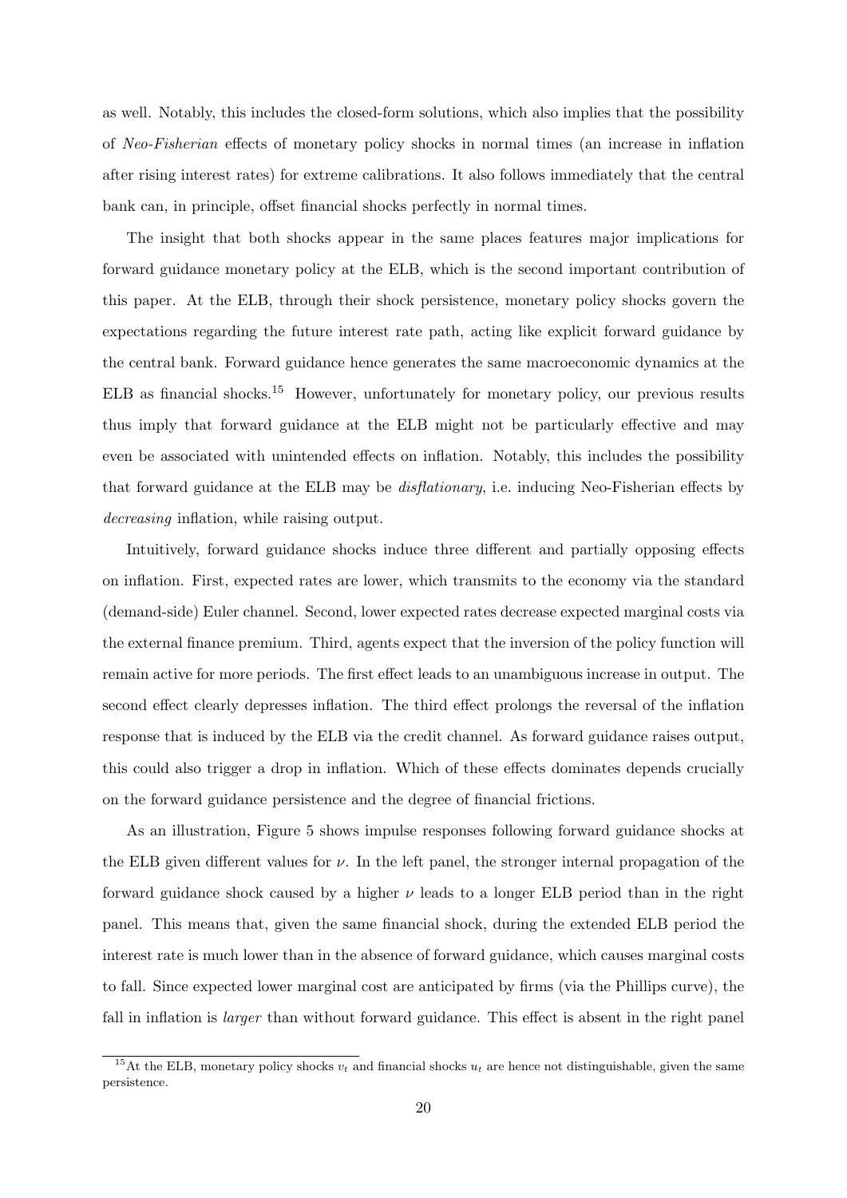as well. Notably, this includes the closed-form solutions, which also implies that the possibility of *Neo-Fisherian* effects of monetary policy shocks in normal times (an increase in inflation after rising interest rates) for extreme calibrations. It also follows immediately that the central bank can, in principle, offset financial shocks perfectly in normal times.

The insight that both shocks appear in the same places features major implications for forward guidance monetary policy at the ELB, which is the second important contribution of this paper. At the ELB, through their shock persistence, monetary policy shocks govern the expectations regarding the future interest rate path, acting like explicit forward guidance by the central bank. Forward guidance hence generates the same macroeconomic dynamics at the ELB as financial shocks.[15] However, unfortunately for monetary policy, our previous results thus imply that forward guidance at the ELB might not be particularly effective and may even be associated with unintended effects on inflation. Notably, this includes the possibility that forward guidance at the ELB may be *disflationary*, i.e. inducing Neo-Fisherian effects by *decreasing* inflation, while raising output.

Intuitively, forward guidance shocks induce three different and partially opposing effects on inflation. First, expected rates are lower, which transmits to the economy via the standard (demand-side) Euler channel. Second, lower expected rates decrease expected marginal costs via the external finance premium. Third, agents expect that the inversion of the policy function will remain active for more periods. The first effect leads to an unambiguous increase in output. The second effect clearly depresses inflation. The third effect prolongs the reversal of the inflation response that is induced by the ELB via the credit channel. As forward guidance raises output, this could also trigger a drop in inflation. Which of these effects dominates depends crucially on the forward guidance persistence and the degree of financial frictions.

As an illustration, Figure 5 shows impulse responses following forward guidance shocks at the ELB given different values for $\nu$. In the left panel, the stronger internal propagation of the forward guidance shock caused by a higher $\nu$ leads to a longer ELB period than in the right panel. This means that, given the same financial shock, during the extended ELB period the interest rate is much lower than in the absence of forward guidance, which causes marginal costs to fall. Since expected lower marginal cost are anticipated by firms (via the Phillips curve), the fall in inflation is *larger* than without forward guidance. This effect is absent in the right panel

[15] At the ELB, monetary policy shocks $v_t$ and financial shocks $u_t$ are hence not distinguishable, given the same persistence.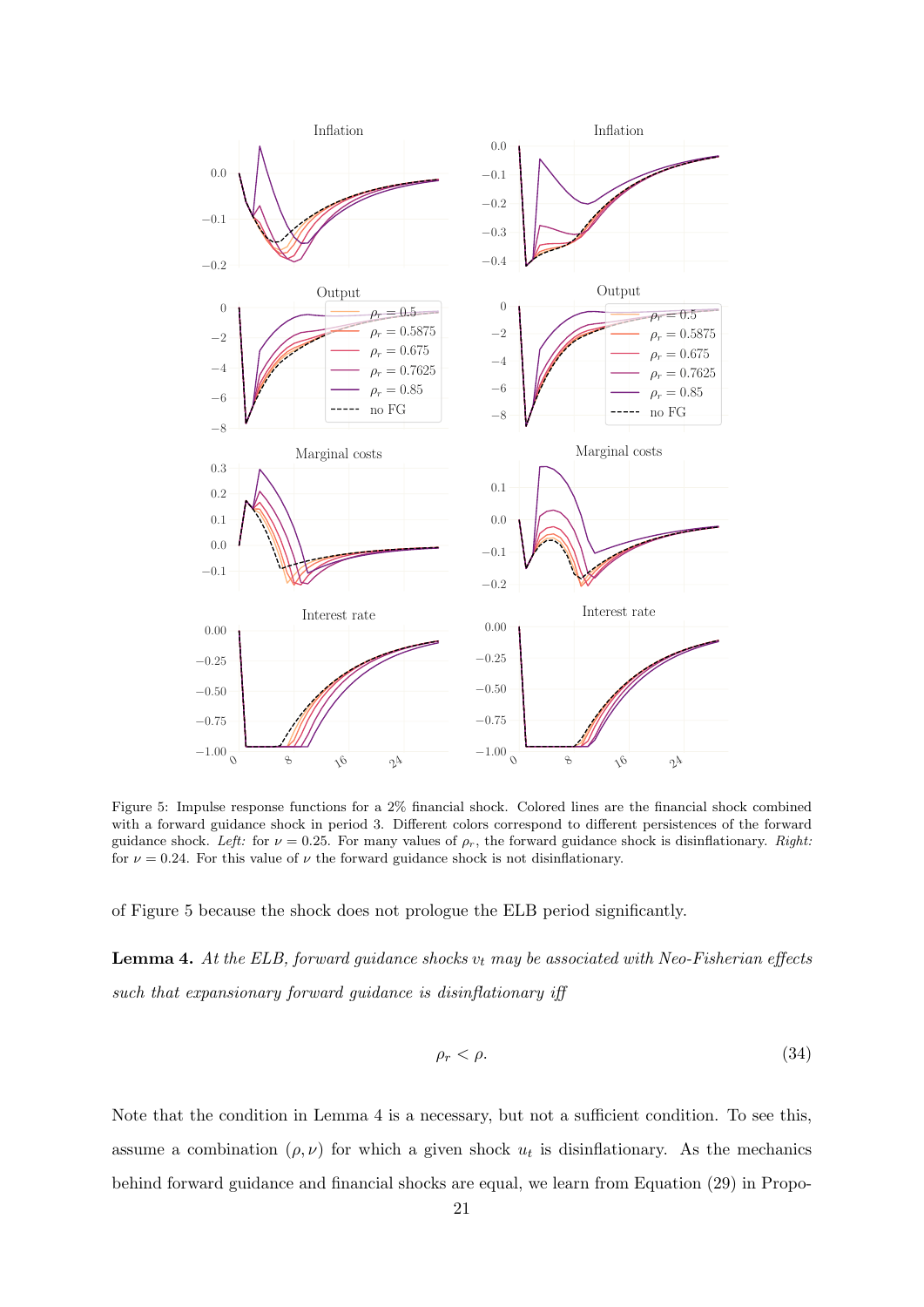Figure 5: Impulse response functions for a 2% financial shock. Colored lines are the financial shock combined with a forward guidance shock in period 3. Different colors correspond to different persistences of the forward guidance shock. *Left:* for $\nu = 0.25$. For many values of $\rho_r$, the forward guidance shock is disinflationary. *Right:* for $\nu = 0.24$. For this value of $\nu$ the forward guidance shock is not disinflationary.

of Figure 5 because the shock does not prologue the ELB period significantly.

**Lemma 4.** *At the ELB, forward guidance shocks $v_t$ may be associated with Neo-Fisherian effects such that expansionary forward guidance is disinflationary iff*

$$\rho_r < \rho. \tag{34}$$

Note that the condition in Lemma 4 is a necessary, but not a sufficient condition. To see this, assume a combination $(\rho, \nu)$ for which a given shock $u_t$ is disinflationary. As the mechanics behind forward guidance and financial shocks are equal, we learn from Equation (29) in Propo-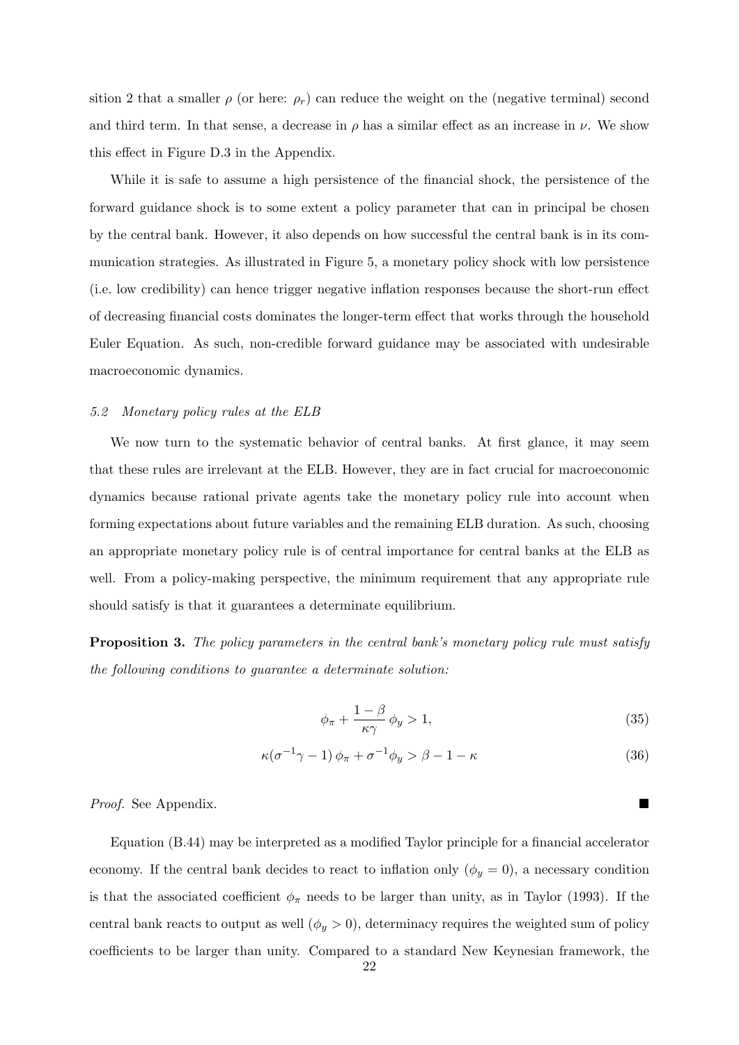sition 2 that a smaller $\rho$ (or here: $\rho_r$) can reduce the weight on the (negative terminal) second and third term. In that sense, a decrease in $\rho$ has a similar effect as an increase in $\nu$. We show this effect in Figure D.3 in the Appendix.

While it is safe to assume a high persistence of the financial shock, the persistence of the forward guidance shock is to some extent a policy parameter that can in principal be chosen by the central bank. However, it also depends on how successful the central bank is in its communication strategies. As illustrated in Figure 5, a monetary policy shock with low persistence (i.e. low credibility) can hence trigger negative inflation responses because the short-run effect of decreasing financial costs dominates the longer-term effect that works through the household Euler Equation. As such, non-credible forward guidance may be associated with undesirable macroeconomic dynamics.

### *5.2 Monetary policy rules at the ELB*

We now turn to the systematic behavior of central banks. At first glance, it may seem that these rules are irrelevant at the ELB. However, they are in fact crucial for macroeconomic dynamics because rational private agents take the monetary policy rule into account when forming expectations about future variables and the remaining ELB duration. As such, choosing an appropriate monetary policy rule is of central importance for central banks at the ELB as well. From a policy-making perspective, the minimum requirement that any appropriate rule should satisfy is that it guarantees a determinate equilibrium.

**Proposition 3.** *The policy parameters in the central bank's monetary policy rule must satisfy the following conditions to guarantee a determinate solution:*

$$\phi_\pi + \frac{1-\beta}{\kappa\gamma}\,\phi_y > 1, \tag{35}$$

$$\kappa(\sigma^{-1}\gamma - 1)\,\phi_\pi + \sigma^{-1}\phi_y > \beta - 1 - \kappa \tag{36}$$

*Proof.* See Appendix. ■

Equation (B.44) may be interpreted as a modified Taylor principle for a financial accelerator economy. If the central bank decides to react to inflation only ($\phi_y = 0$), a necessary condition is that the associated coefficient $\phi_\pi$ needs to be larger than unity, as in Taylor (1993). If the central bank reacts to output as well ($\phi_y > 0$), determinacy requires the weighted sum of policy coefficients to be larger than unity. Compared to a standard New Keynesian framework, the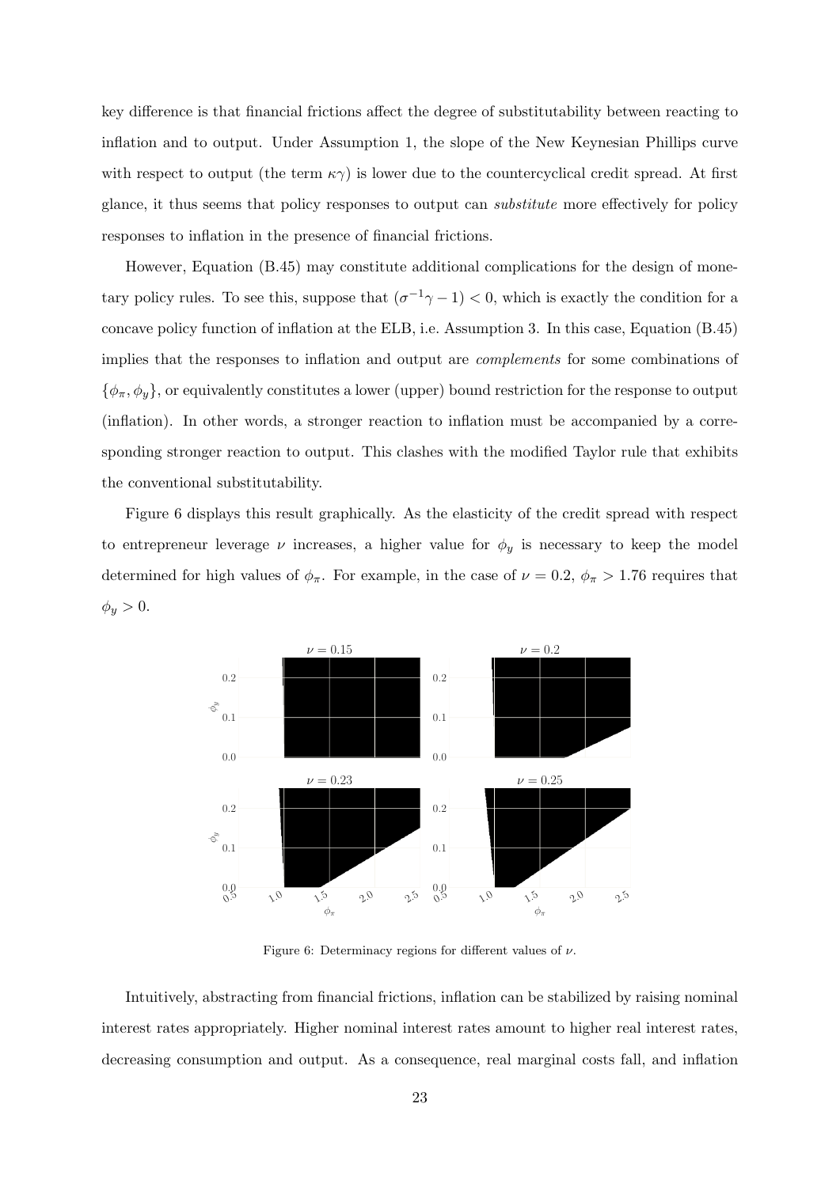key difference is that financial frictions affect the degree of substitutability between reacting to inflation and to output. Under Assumption 1, the slope of the New Keynesian Phillips curve with respect to output (the term $\kappa\gamma$) is lower due to the countercyclical credit spread. At first glance, it thus seems that policy responses to output can *substitute* more effectively for policy responses to inflation in the presence of financial frictions.

However, Equation (B.45) may constitute additional complications for the design of monetary policy rules. To see this, suppose that $(\sigma^{-1}\gamma - 1) < 0$, which is exactly the condition for a concave policy function of inflation at the ELB, i.e. Assumption 3. In this case, Equation (B.45) implies that the responses to inflation and output are *complements* for some combinations of $\{\phi_\pi, \phi_y\}$, or equivalently constitutes a lower (upper) bound restriction for the response to output (inflation). In other words, a stronger reaction to inflation must be accompanied by a corresponding stronger reaction to output. This clashes with the modified Taylor rule that exhibits the conventional substitutability.

Figure 6 displays this result graphically. As the elasticity of the credit spread with respect to entrepreneur leverage $\nu$ increases, a higher value for $\phi_y$ is necessary to keep the model determined for high values of $\phi_\pi$. For example, in the case of $\nu = 0.2$, $\phi_\pi > 1.76$ requires that $\phi_y > 0$.

Figure 6: Determinacy regions for different values of $\nu$.

Intuitively, abstracting from financial frictions, inflation can be stabilized by raising nominal interest rates appropriately. Higher nominal interest rates amount to higher real interest rates, decreasing consumption and output. As a consequence, real marginal costs fall, and inflation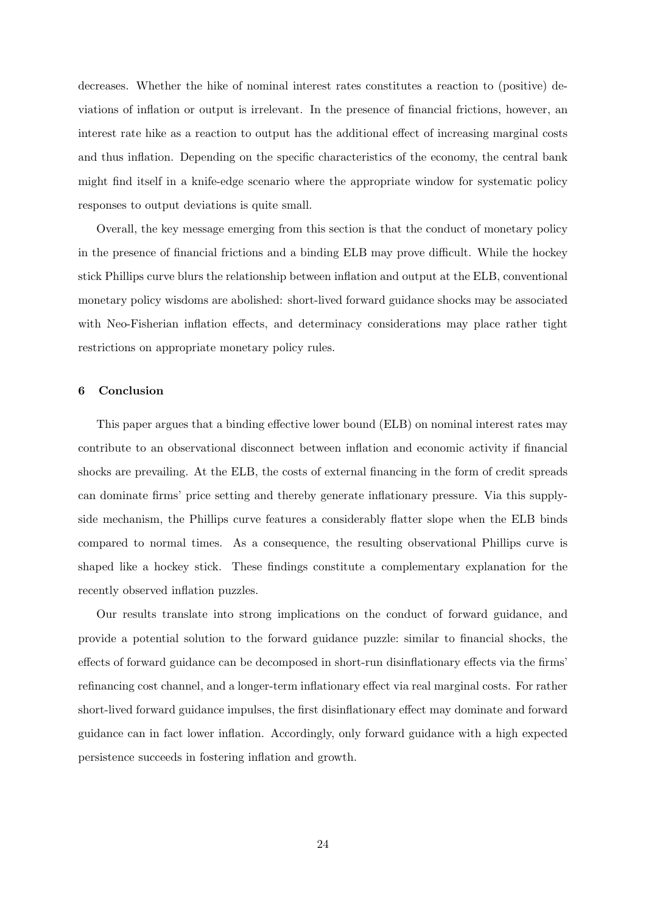decreases. Whether the hike of nominal interest rates constitutes a reaction to (positive) deviations of inflation or output is irrelevant. In the presence of financial frictions, however, an interest rate hike as a reaction to output has the additional effect of increasing marginal costs and thus inflation. Depending on the specific characteristics of the economy, the central bank might find itself in a knife-edge scenario where the appropriate window for systematic policy responses to output deviations is quite small.

Overall, the key message emerging from this section is that the conduct of monetary policy in the presence of financial frictions and a binding ELB may prove difficult. While the hockey stick Phillips curve blurs the relationship between inflation and output at the ELB, conventional monetary policy wisdoms are abolished: short-lived forward guidance shocks may be associated with Neo-Fisherian inflation effects, and determinacy considerations may place rather tight restrictions on appropriate monetary policy rules.

## 6 Conclusion

This paper argues that a binding effective lower bound (ELB) on nominal interest rates may contribute to an observational disconnect between inflation and economic activity if financial shocks are prevailing. At the ELB, the costs of external financing in the form of credit spreads can dominate firms' price setting and thereby generate inflationary pressure. Via this supply-side mechanism, the Phillips curve features a considerably flatter slope when the ELB binds compared to normal times. As a consequence, the resulting observational Phillips curve is shaped like a hockey stick. These findings constitute a complementary explanation for the recently observed inflation puzzles.

Our results translate into strong implications on the conduct of forward guidance, and provide a potential solution to the forward guidance puzzle: similar to financial shocks, the effects of forward guidance can be decomposed in short-run disinflationary effects via the firms' refinancing cost channel, and a longer-term inflationary effect via real marginal costs. For rather short-lived forward guidance impulses, the first disinflationary effect may dominate and forward guidance can in fact lower inflation. Accordingly, only forward guidance with a high expected persistence succeeds in fostering inflation and growth.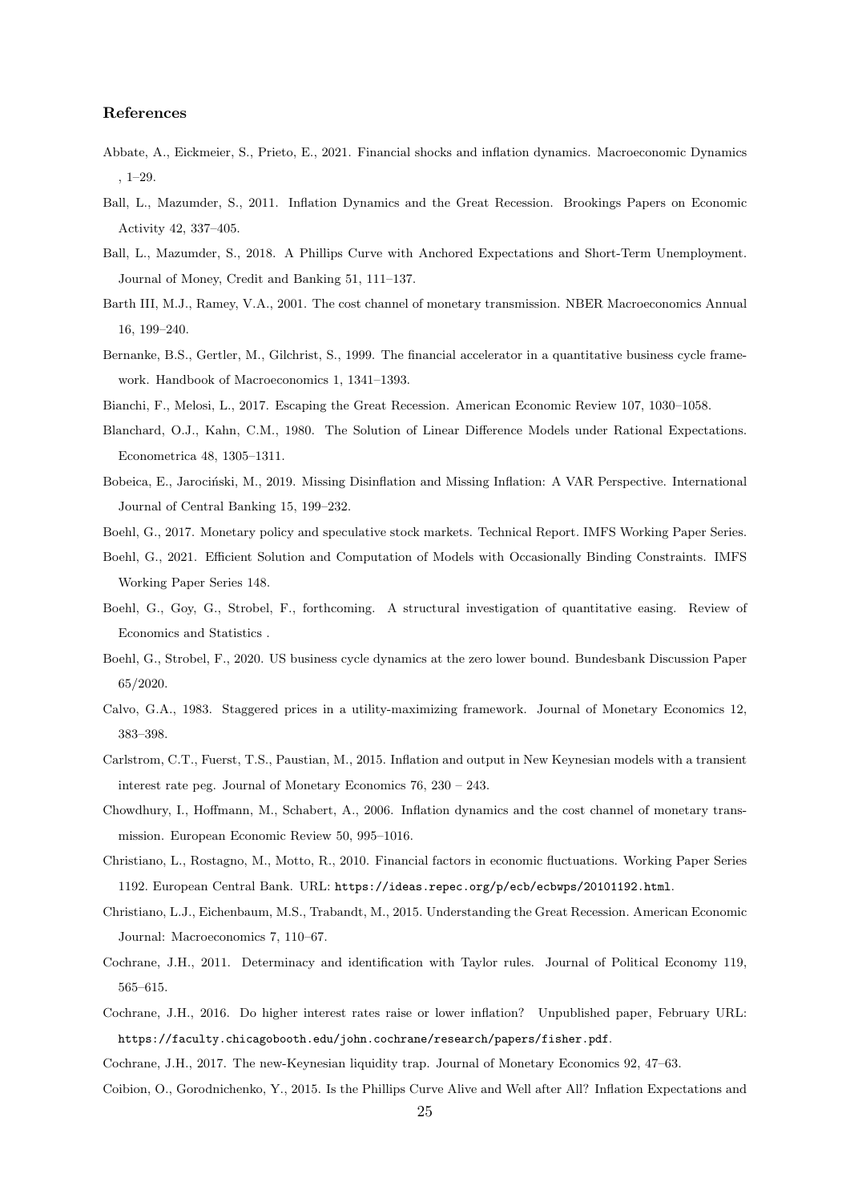### References

Abbate, A., Eickmeier, S., Prieto, E., 2021. Financial shocks and inflation dynamics. Macroeconomic Dynamics , 1–29.

Ball, L., Mazumder, S., 2011. Inflation Dynamics and the Great Recession. Brookings Papers on Economic Activity 42, 337–405.

Ball, L., Mazumder, S., 2018. A Phillips Curve with Anchored Expectations and Short-Term Unemployment. Journal of Money, Credit and Banking 51, 111–137.

Barth III, M.J., Ramey, V.A., 2001. The cost channel of monetary transmission. NBER Macroeconomics Annual 16, 199–240.

Bernanke, B.S., Gertler, M., Gilchrist, S., 1999. The financial accelerator in a quantitative business cycle framework. Handbook of Macroeconomics 1, 1341–1393.

Bianchi, F., Melosi, L., 2017. Escaping the Great Recession. American Economic Review 107, 1030–1058.

Blanchard, O.J., Kahn, C.M., 1980. The Solution of Linear Difference Models under Rational Expectations. Econometrica 48, 1305–1311.

Bobeica, E., Jarociński, M., 2019. Missing Disinflation and Missing Inflation: A VAR Perspective. International Journal of Central Banking 15, 199–232.

Boehl, G., 2017. Monetary policy and speculative stock markets. Technical Report. IMFS Working Paper Series.

Boehl, G., 2021. Efficient Solution and Computation of Models with Occasionally Binding Constraints. IMFS Working Paper Series 148.

Boehl, G., Goy, G., Strobel, F., forthcoming. A structural investigation of quantitative easing. Review of Economics and Statistics .

Boehl, G., Strobel, F., 2020. US business cycle dynamics at the zero lower bound. Bundesbank Discussion Paper 65/2020.

Calvo, G.A., 1983. Staggered prices in a utility-maximizing framework. Journal of Monetary Economics 12, 383–398.

Carlstrom, C.T., Fuerst, T.S., Paustian, M., 2015. Inflation and output in New Keynesian models with a transient interest rate peg. Journal of Monetary Economics 76, 230 – 243.

Chowdhury, I., Hoffmann, M., Schabert, A., 2006. Inflation dynamics and the cost channel of monetary transmission. European Economic Review 50, 995–1016.

Christiano, L., Rostagno, M., Motto, R., 2010. Financial factors in economic fluctuations. Working Paper Series 1192. European Central Bank. URL: https://ideas.repec.org/p/ecb/ecbwps/20101192.html.

Christiano, L.J., Eichenbaum, M.S., Trabandt, M., 2015. Understanding the Great Recession. American Economic Journal: Macroeconomics 7, 110–67.

Cochrane, J.H., 2011. Determinacy and identification with Taylor rules. Journal of Political Economy 119, 565–615.

Cochrane, J.H., 2016. Do higher interest rates raise or lower inflation? Unpublished paper, February URL: https://faculty.chicagobooth.edu/john.cochrane/research/papers/fisher.pdf.

Cochrane, J.H., 2017. The new-Keynesian liquidity trap. Journal of Monetary Economics 92, 47–63.

Coibion, O., Gorodnichenko, Y., 2015. Is the Phillips Curve Alive and Well after All? Inflation Expectations and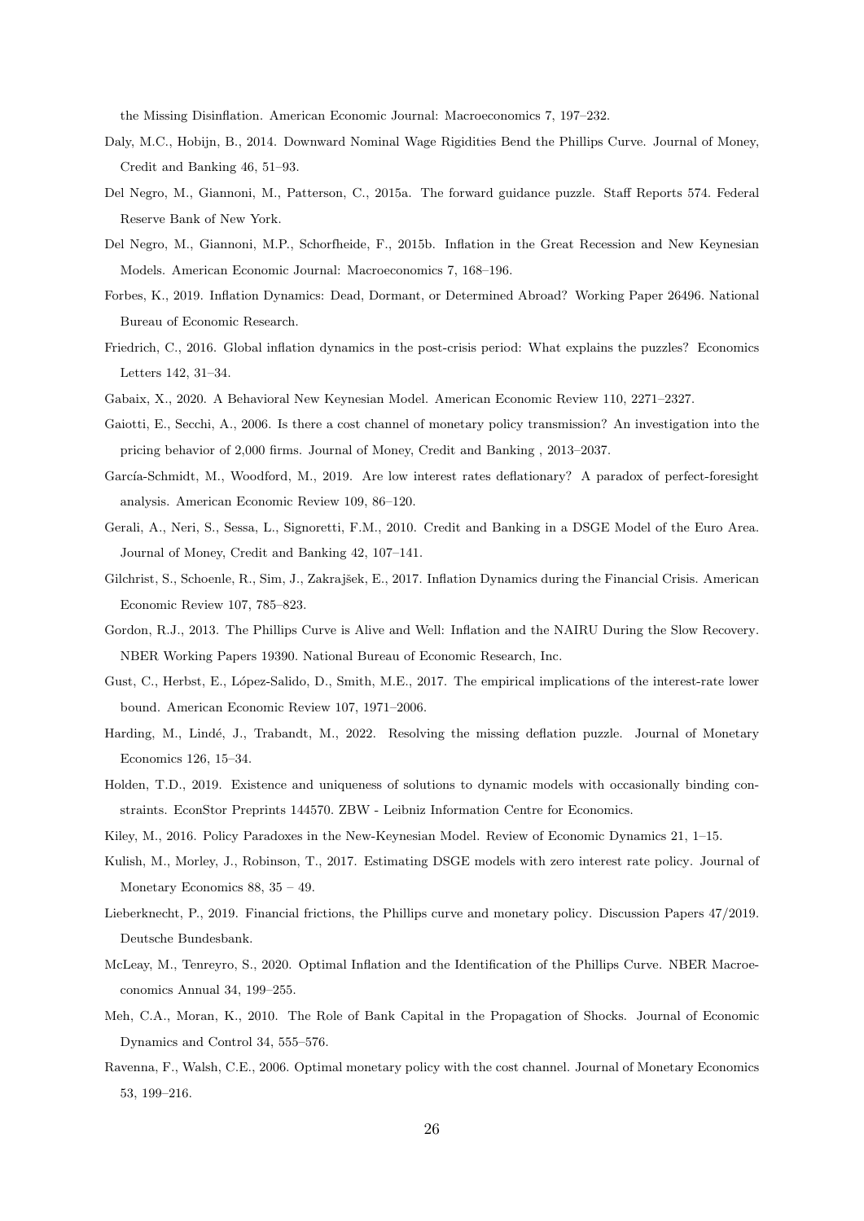the Missing Disinflation. American Economic Journal: Macroeconomics 7, 197–232.

Daly, M.C., Hobijn, B., 2014. Downward Nominal Wage Rigidities Bend the Phillips Curve. Journal of Money, Credit and Banking 46, 51–93.

Del Negro, M., Giannoni, M., Patterson, C., 2015a. The forward guidance puzzle. Staff Reports 574. Federal Reserve Bank of New York.

Del Negro, M., Giannoni, M.P., Schorfheide, F., 2015b. Inflation in the Great Recession and New Keynesian Models. American Economic Journal: Macroeconomics 7, 168–196.

Forbes, K., 2019. Inflation Dynamics: Dead, Dormant, or Determined Abroad? Working Paper 26496. National Bureau of Economic Research.

Friedrich, C., 2016. Global inflation dynamics in the post-crisis period: What explains the puzzles? Economics Letters 142, 31–34.

Gabaix, X., 2020. A Behavioral New Keynesian Model. American Economic Review 110, 2271–2327.

Gaiotti, E., Secchi, A., 2006. Is there a cost channel of monetary policy transmission? An investigation into the pricing behavior of 2,000 firms. Journal of Money, Credit and Banking , 2013–2037.

García-Schmidt, M., Woodford, M., 2019. Are low interest rates deflationary? A paradox of perfect-foresight analysis. American Economic Review 109, 86–120.

Gerali, A., Neri, S., Sessa, L., Signoretti, F.M., 2010. Credit and Banking in a DSGE Model of the Euro Area. Journal of Money, Credit and Banking 42, 107–141.

Gilchrist, S., Schoenle, R., Sim, J., Zakrajšek, E., 2017. Inflation Dynamics during the Financial Crisis. American Economic Review 107, 785–823.

Gordon, R.J., 2013. The Phillips Curve is Alive and Well: Inflation and the NAIRU During the Slow Recovery. NBER Working Papers 19390. National Bureau of Economic Research, Inc.

Gust, C., Herbst, E., López-Salido, D., Smith, M.E., 2017. The empirical implications of the interest-rate lower bound. American Economic Review 107, 1971–2006.

Harding, M., Lindé, J., Trabandt, M., 2022. Resolving the missing deflation puzzle. Journal of Monetary Economics 126, 15–34.

Holden, T.D., 2019. Existence and uniqueness of solutions to dynamic models with occasionally binding constraints. EconStor Preprints 144570. ZBW - Leibniz Information Centre for Economics.

Kiley, M., 2016. Policy Paradoxes in the New-Keynesian Model. Review of Economic Dynamics 21, 1–15.

Kulish, M., Morley, J., Robinson, T., 2017. Estimating DSGE models with zero interest rate policy. Journal of Monetary Economics 88, 35 – 49.

Lieberknecht, P., 2019. Financial frictions, the Phillips curve and monetary policy. Discussion Papers 47/2019. Deutsche Bundesbank.

McLeay, M., Tenreyro, S., 2020. Optimal Inflation and the Identification of the Phillips Curve. NBER Macroeconomics Annual 34, 199–255.

Meh, C.A., Moran, K., 2010. The Role of Bank Capital in the Propagation of Shocks. Journal of Economic Dynamics and Control 34, 555–576.

Ravenna, F., Walsh, C.E., 2006. Optimal monetary policy with the cost channel. Journal of Monetary Economics 53, 199–216.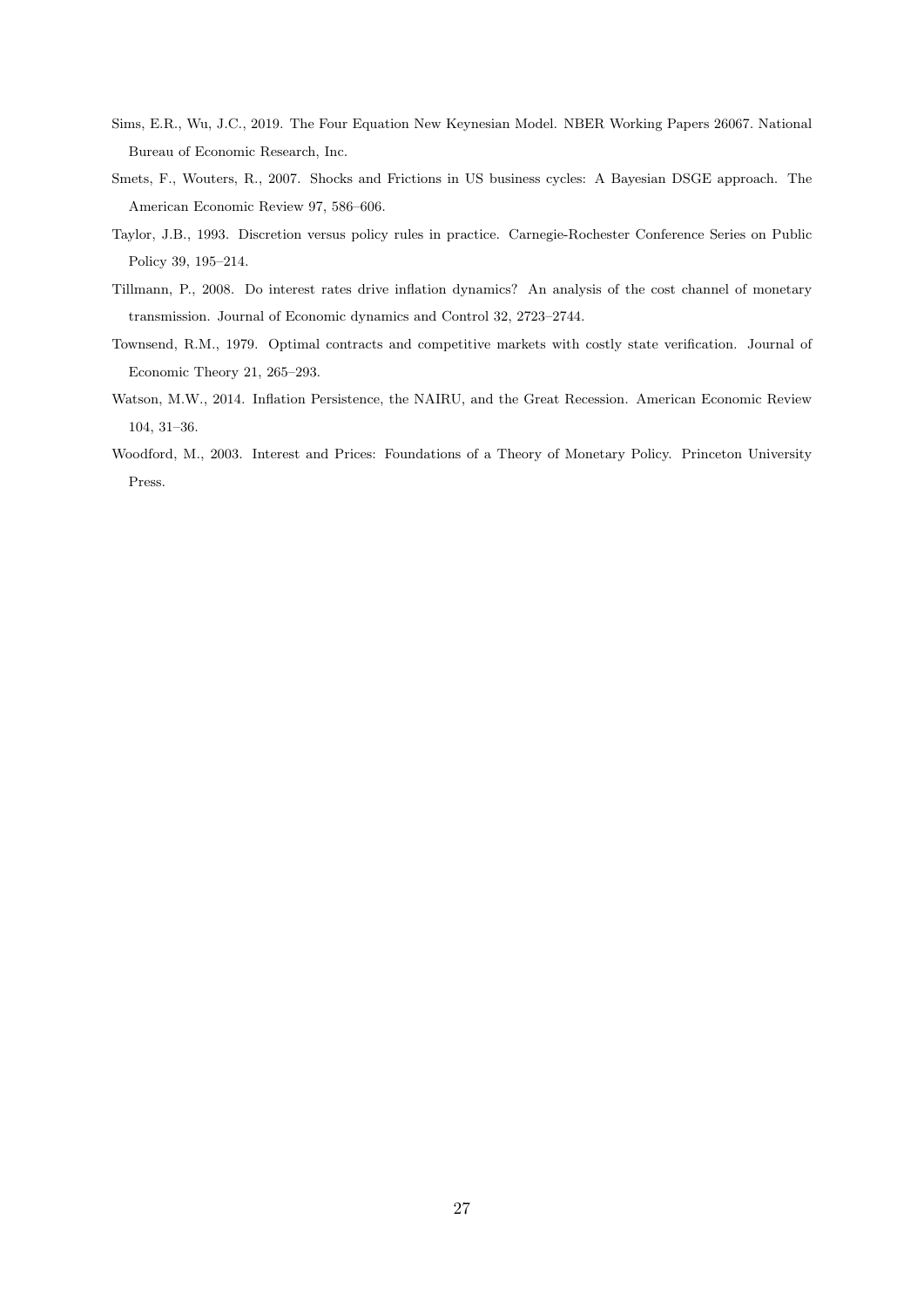Sims, E.R., Wu, J.C., 2019. The Four Equation New Keynesian Model. NBER Working Papers 26067. National Bureau of Economic Research, Inc.

Smets, F., Wouters, R., 2007. Shocks and Frictions in US business cycles: A Bayesian DSGE approach. The American Economic Review 97, 586–606.

Taylor, J.B., 1993. Discretion versus policy rules in practice. Carnegie-Rochester Conference Series on Public Policy 39, 195–214.

Tillmann, P., 2008. Do interest rates drive inflation dynamics? An analysis of the cost channel of monetary transmission. Journal of Economic dynamics and Control 32, 2723–2744.

Townsend, R.M., 1979. Optimal contracts and competitive markets with costly state verification. Journal of Economic Theory 21, 265–293.

Watson, M.W., 2014. Inflation Persistence, the NAIRU, and the Great Recession. American Economic Review 104, 31–36.

Woodford, M., 2003. Interest and Prices: Foundations of a Theory of Monetary Policy. Princeton University Press.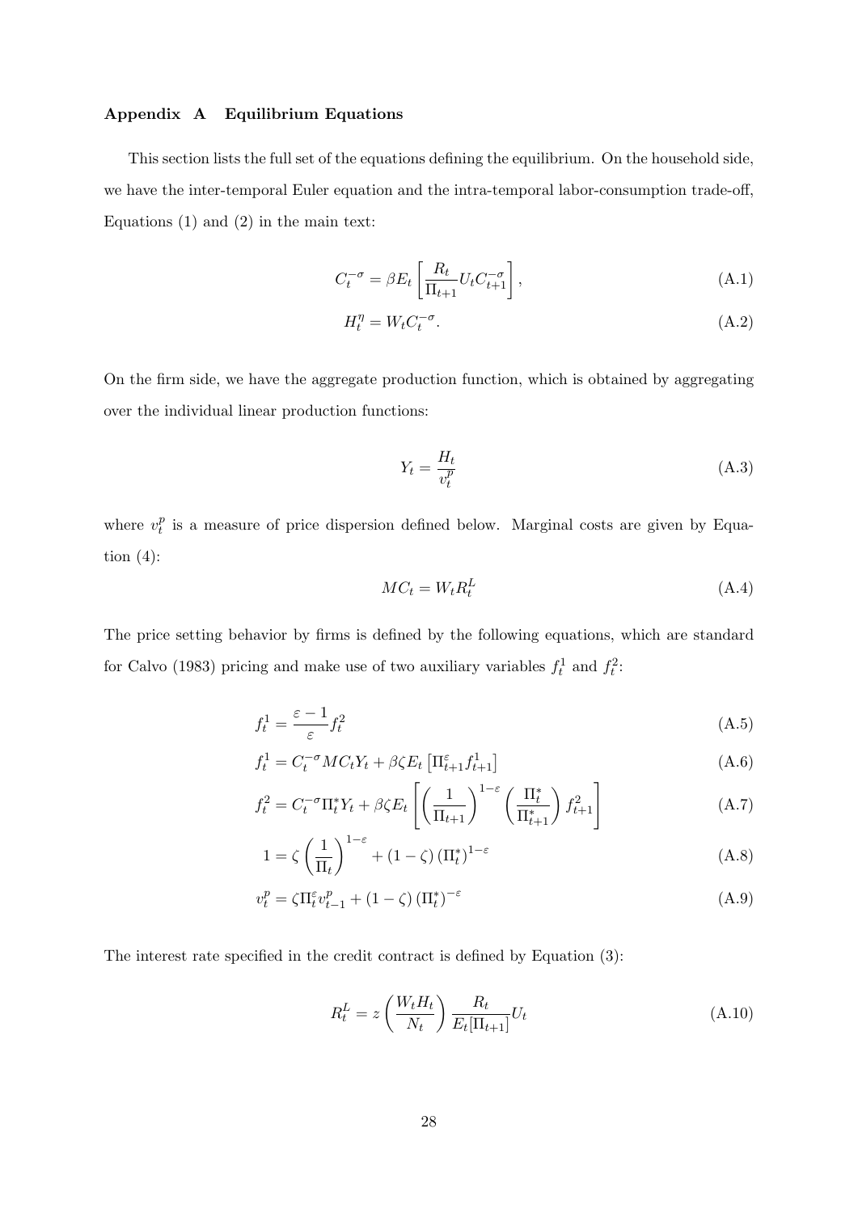### Appendix A Equilibrium Equations

This section lists the full set of the equations defining the equilibrium. On the household side, we have the inter-temporal Euler equation and the intra-temporal labor-consumption trade-off, Equations (1) and (2) in the main text:

$$C_t^{-\sigma} = \beta E_t \left[ \frac{R_t}{\Pi_{t+1}} U_t C_{t+1}^{-\sigma} \right], \tag{A.1}$$

$$H_t^{\eta} = W_t C_t^{-\sigma}. \tag{A.2}$$

On the firm side, we have the aggregate production function, which is obtained by aggregating over the individual linear production functions:

$$Y_t = \frac{H_t}{v_t^p} \tag{A.3}$$

where $v_t^p$ is a measure of price dispersion defined below. Marginal costs are given by Equation (4):

$$MC_t = W_t R_t^L \tag{A.4}$$

The price setting behavior by firms is defined by the following equations, which are standard for Calvo (1983) pricing and make use of two auxiliary variables $f_t^1$ and $f_t^2$:

$$f_t^1 = \frac{\varepsilon - 1}{\varepsilon} f_t^2 \tag{A.5}$$

$$f_t^1 = C_t^{-\sigma} MC_t Y_t + \beta \zeta E_t \left[ \Pi_{t+1}^{\varepsilon} f_{t+1}^1 \right] \tag{A.6}$$

$$f_t^2 = C_t^{-\sigma} \Pi_t^* Y_t + \beta \zeta E_t \left[ \left( \frac{1}{\Pi_{t+1}} \right)^{1-\varepsilon} \left( \frac{\Pi_t^*}{\Pi_{t+1}^*} \right) f_{t+1}^2 \right] \tag{A.7}$$

$$1 = \zeta \left( \frac{1}{\Pi_t} \right)^{1-\varepsilon} + (1 - \zeta) \left( \Pi_t^* \right)^{1-\varepsilon} \tag{A.8}$$

$$v_t^p = \zeta \Pi_t^{\varepsilon} v_{t-1}^p + (1 - \zeta) \left( \Pi_t^* \right)^{-\varepsilon} \tag{A.9}$$

The interest rate specified in the credit contract is defined by Equation (3):

$$R_t^L = z \left( \frac{W_t H_t}{N_t} \right) \frac{R_t}{E_t[\Pi_{t+1}]} U_t \tag{A.10}$$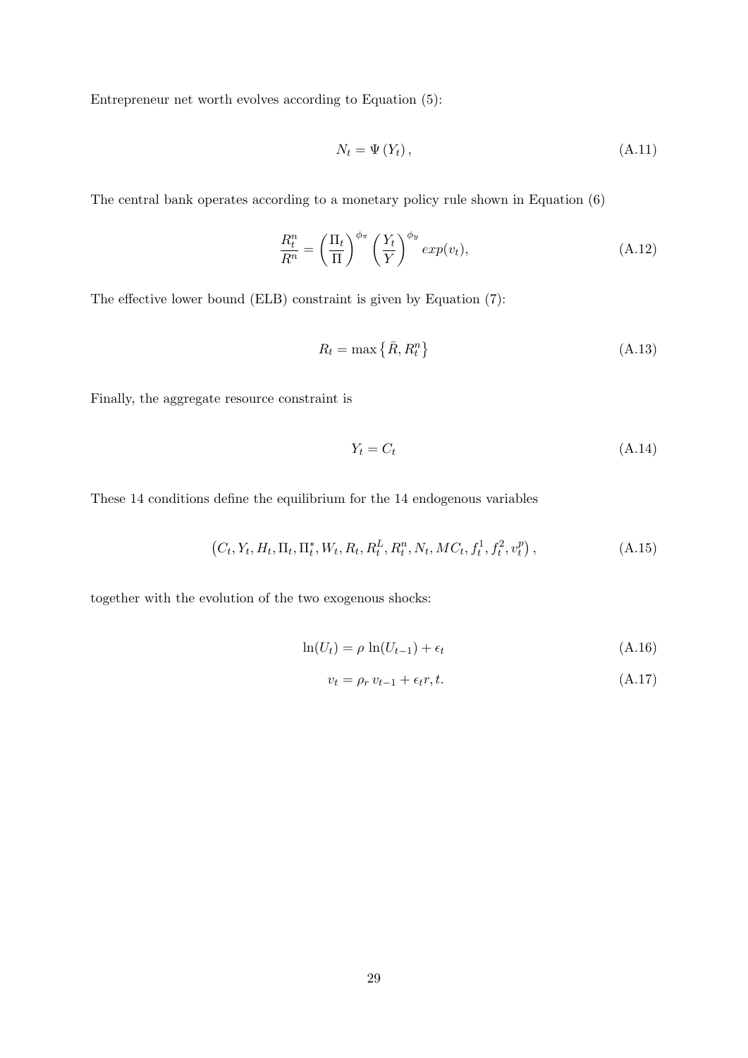Entrepreneur net worth evolves according to Equation (5):

$$N_t = \Psi\left(Y_t\right), \tag{A.11}$$

The central bank operates according to a monetary policy rule shown in Equation (6)

$$\frac{R_t^n}{R^n} = \left(\frac{\Pi_t}{\Pi}\right)^{\phi_\pi} \left(\frac{Y_t}{Y}\right)^{\phi_y} exp(v_t), \tag{A.12}$$

The effective lower bound (ELB) constraint is given by Equation (7):

$$R_t = \max\left\{\bar{R}, R_t^n\right\} \tag{A.13}$$

Finally, the aggregate resource constraint is

$$Y_t = C_t \tag{A.14}$$

These 14 conditions define the equilibrium for the 14 endogenous variables

$$\left(C_t, Y_t, H_t, \Pi_t, \Pi_t^*, W_t, R_t, R_t^L, R_t^n, N_t, MC_t, f_t^1, f_t^2, v_t^p\right), \tag{A.15}$$

together with the evolution of the two exogenous shocks:

$$\ln(U_t) = \rho \, \ln(U_{t-1}) + \epsilon_t \tag{A.16}$$

$$v_t = \rho_r \, v_{t-1} + \epsilon_t r, t. \tag{A.17}$$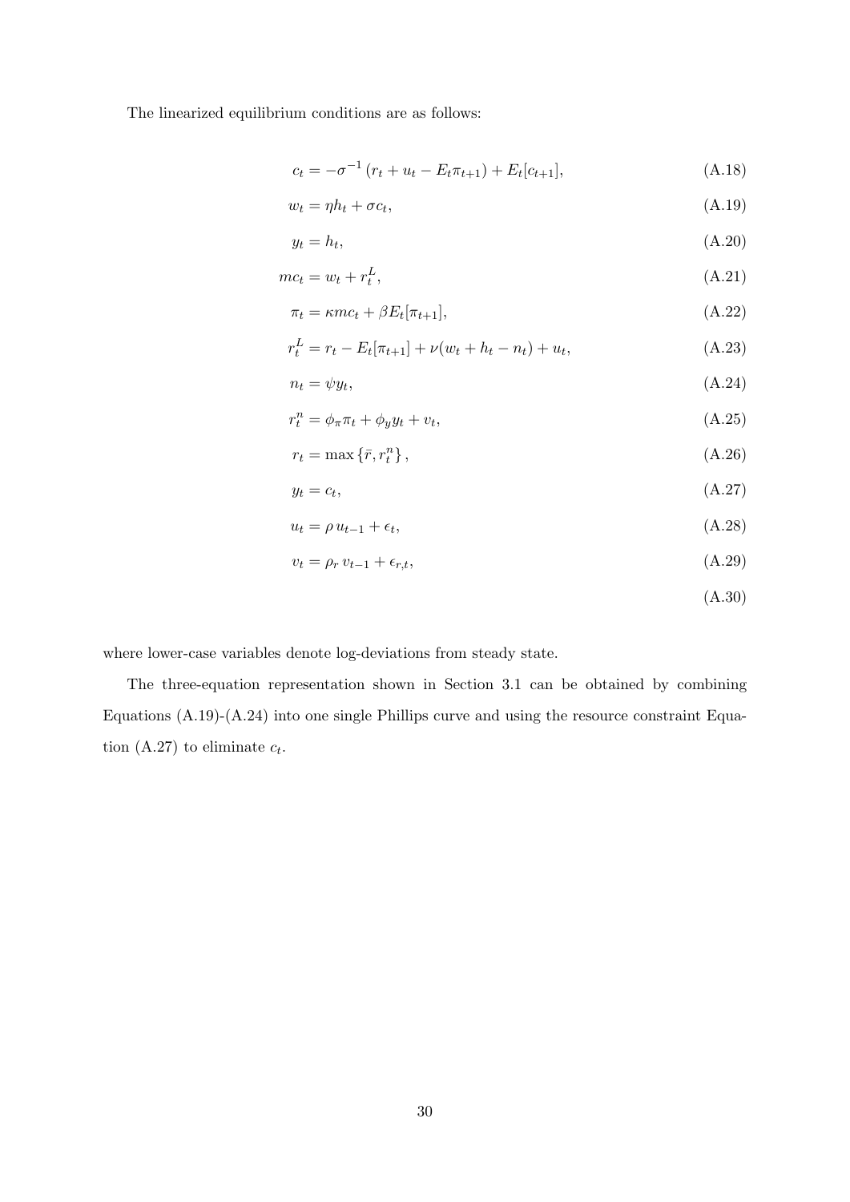The linearized equilibrium conditions are as follows:

$$c_t = -\sigma^{-1}\left(r_t + u_t - E_t\pi_{t+1}\right) + E_t[c_{t+1}], \tag{A.18}$$

$$w_t = \eta h_t + \sigma c_t, \tag{A.19}$$

$$y_t = h_t, \tag{A.20}$$

$$mc_t = w_t + r_t^L, \tag{A.21}$$

$$\pi_t = \kappa mc_t + \beta E_t[\pi_{t+1}], \tag{A.22}$$

$$r_t^L = r_t - E_t[\pi_{t+1}] + \nu(w_t + h_t - n_t) + u_t, \tag{A.23}$$

$$n_t = \psi y_t, \tag{A.24}$$

$$r_t^n = \phi_\pi \pi_t + \phi_y y_t + v_t, \tag{A.25}$$

$$r_t = \max\left\{\bar{r}, r_t^n\right\}, \tag{A.26}$$

$$y_t = c_t, \tag{A.27}$$

$$u_t = \rho\, u_{t-1} + \epsilon_t, \tag{A.28}$$

$$v_t = \rho_r\, v_{t-1} + \epsilon_{r,t}, \tag{A.29}$$

$$\tag{A.30}$$

where lower-case variables denote log-deviations from steady state.

The three-equation representation shown in Section 3.1 can be obtained by combining Equations (A.19)-(A.24) into one single Phillips curve and using the resource constraint Equation (A.27) to eliminate $c_t$.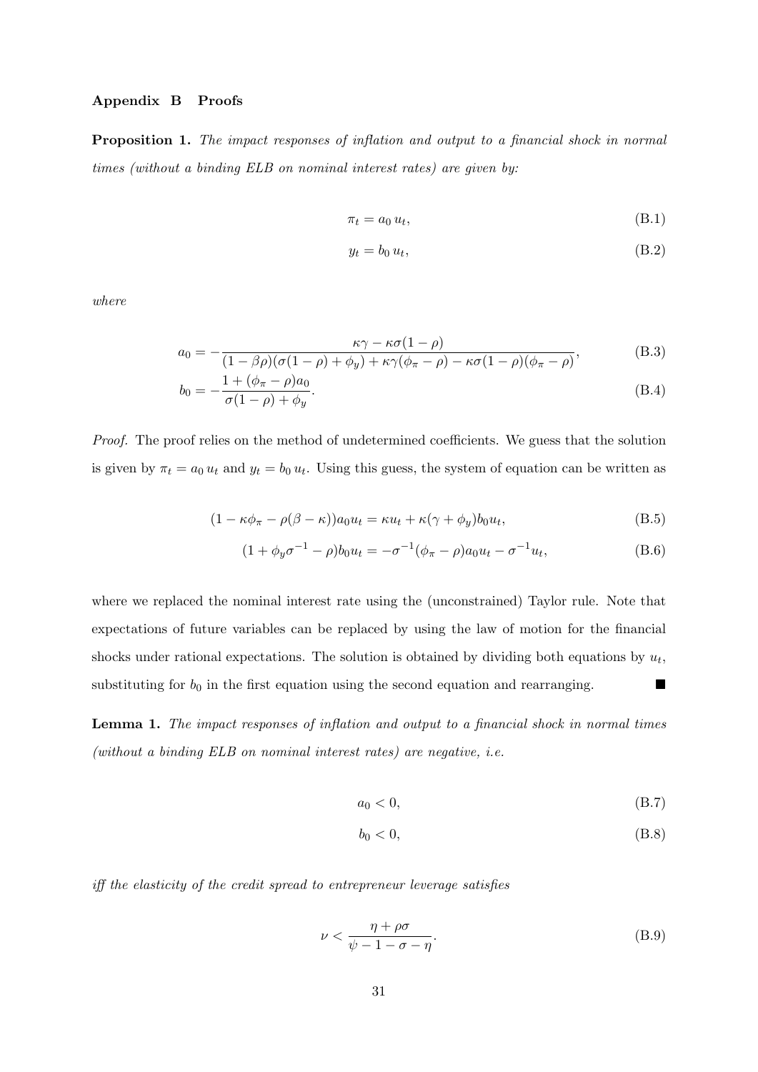## Appendix B Proofs

**Proposition 1.** *The impact responses of inflation and output to a financial shock in normal times (without a binding ELB on nominal interest rates) are given by:*

$$\pi_t = a_0 \, u_t, \tag{B.1}$$

$$y_t = b_0 \, u_t, \tag{B.2}$$

*where*

$$a_0 = -\frac{\kappa\gamma - \kappa\sigma(1-\rho)}{(1-\beta\rho)(\sigma(1-\rho)+\phi_y) + \kappa\gamma(\phi_\pi - \rho) - \kappa\sigma(1-\rho)(\phi_\pi - \rho)}, \tag{B.3}$$

$$b_0 = -\frac{1 + (\phi_\pi - \rho)a_0}{\sigma(1-\rho) + \phi_y}. \tag{B.4}$$

*Proof.* The proof relies on the method of undetermined coefficients. We guess that the solution is given by $\pi_t = a_0 \, u_t$ and $y_t = b_0 \, u_t$. Using this guess, the system of equation can be written as

$$(1 - \kappa\phi_\pi - \rho(\beta - \kappa))a_0 u_t = \kappa u_t + \kappa(\gamma + \phi_y)b_0 u_t, \tag{B.5}$$

$$(1 + \phi_y \sigma^{-1} - \rho)b_0 u_t = -\sigma^{-1}(\phi_\pi - \rho)a_0 u_t - \sigma^{-1} u_t, \tag{B.6}$$

where we replaced the nominal interest rate using the (unconstrained) Taylor rule. Note that expectations of future variables can be replaced by using the law of motion for the financial shocks under rational expectations. The solution is obtained by dividing both equations by $u_t$, substituting for $b_0$ in the first equation using the second equation and rearranging. ■

**Lemma 1.** *The impact responses of inflation and output to a financial shock in normal times (without a binding ELB on nominal interest rates) are negative, i.e.*

$$a_0 < 0, \tag{B.7}$$

$$b_0 < 0, \tag{B.8}$$

*iff the elasticity of the credit spread to entrepreneur leverage satisfies*

$$\nu < \frac{\eta + \rho\sigma}{\psi - 1 - \sigma - \eta}. \tag{B.9}$$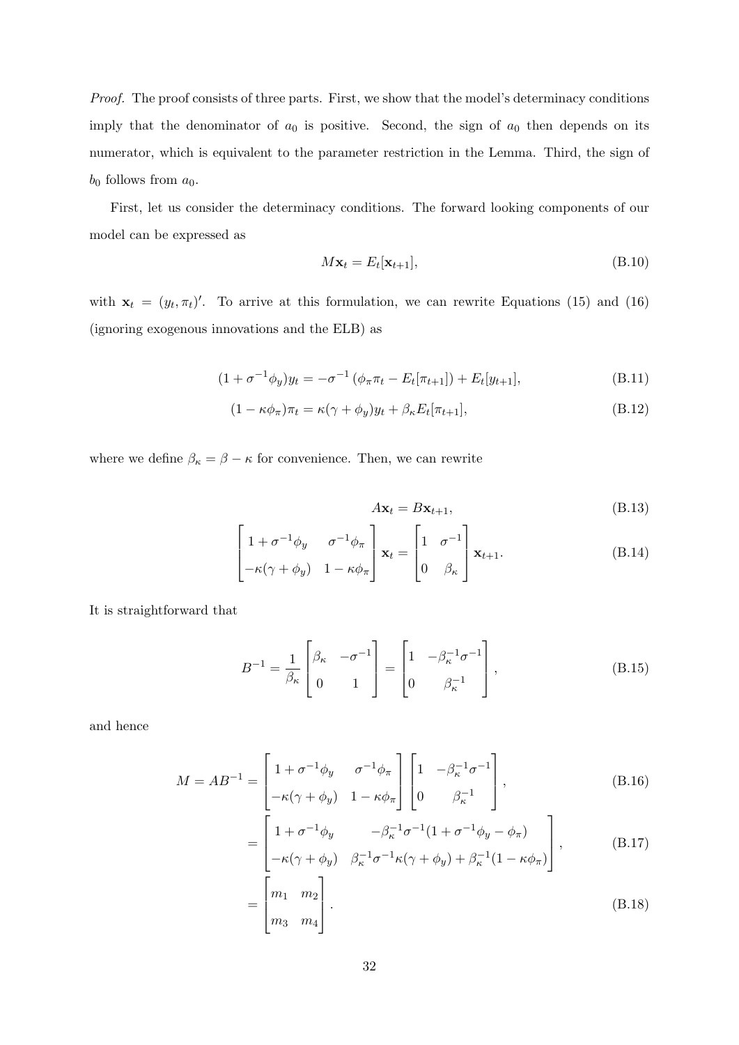*Proof.* The proof consists of three parts. First, we show that the model's determinacy conditions imply that the denominator of $a_0$ is positive. Second, the sign of $a_0$ then depends on its numerator, which is equivalent to the parameter restriction in the Lemma. Third, the sign of $b_0$ follows from $a_0$.

First, let us consider the determinacy conditions. The forward looking components of our model can be expressed as

$$M\mathbf{x}_t = E_t[\mathbf{x}_{t+1}], \tag{B.10}$$

with $\mathbf{x}_t = (y_t, \pi_t)'$. To arrive at this formulation, we can rewrite Equations (15) and (16) (ignoring exogenous innovations and the ELB) as

$$(1 + \sigma^{-1}\phi_y)y_t = -\sigma^{-1}\left(\phi_\pi \pi_t - E_t[\pi_{t+1}]\right) + E_t[y_{t+1}], \tag{B.11}$$

$$(1 - \kappa\phi_\pi)\pi_t = \kappa(\gamma + \phi_y)y_t + \beta_\kappa E_t[\pi_{t+1}], \tag{B.12}$$

where we define $\beta_\kappa = \beta - \kappa$ for convenience. Then, we can rewrite

$$A\mathbf{x}_t = B\mathbf{x}_{t+1}, \tag{B.13}$$

$$\begin{bmatrix} 1 + \sigma^{-1}\phi_y & \sigma^{-1}\phi_\pi \\ -\kappa(\gamma + \phi_y) & 1 - \kappa\phi_\pi \end{bmatrix} \mathbf{x}_t = \begin{bmatrix} 1 & \sigma^{-1} \\ 0 & \beta_\kappa \end{bmatrix} \mathbf{x}_{t+1}. \tag{B.14}$$

It is straightforward that

$$B^{-1} = \frac{1}{\beta_\kappa} \begin{bmatrix} \beta_\kappa & -\sigma^{-1} \\ 0 & 1 \end{bmatrix} = \begin{bmatrix} 1 & -\beta_\kappa^{-1}\sigma^{-1} \\ 0 & \beta_\kappa^{-1} \end{bmatrix}, \tag{B.15}$$

and hence

$$M = AB^{-1} = \begin{bmatrix} 1 + \sigma^{-1}\phi_y & \sigma^{-1}\phi_\pi \\ -\kappa(\gamma + \phi_y) & 1 - \kappa\phi_\pi \end{bmatrix} \begin{bmatrix} 1 & -\beta_\kappa^{-1}\sigma^{-1} \\ 0 & \beta_\kappa^{-1} \end{bmatrix}, \tag{B.16}$$

$$= \begin{bmatrix} 1 + \sigma^{-1}\phi_y & -\beta_\kappa^{-1}\sigma^{-1}(1 + \sigma^{-1}\phi_y - \phi_\pi) \\ -\kappa(\gamma + \phi_y) & \beta_\kappa^{-1}\sigma^{-1}\kappa(\gamma + \phi_y) + \beta_\kappa^{-1}(1 - \kappa\phi_\pi) \end{bmatrix}, \tag{B.17}$$

$$= \begin{bmatrix} m_1 & m_2 \\ m_3 & m_4 \end{bmatrix}. \tag{B.18}$$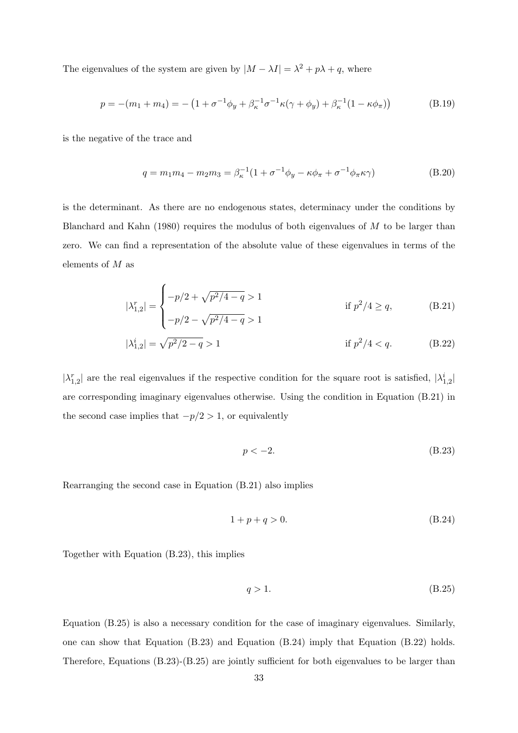The eigenvalues of the system are given by $|M - \lambda I| = \lambda^2 + p\lambda + q$, where

$$p = -(m_1 + m_4) = -\left(1 + \sigma^{-1}\phi_y + \beta_\kappa^{-1}\sigma^{-1}\kappa(\gamma + \phi_y) + \beta_\kappa^{-1}(1 - \kappa\phi_\pi)\right) \tag{B.19}$$

is the negative of the trace and

$$q = m_1 m_4 - m_2 m_3 = \beta_\kappa^{-1}(1 + \sigma^{-1}\phi_y - \kappa\phi_\pi + \sigma^{-1}\phi_\pi\kappa\gamma) \tag{B.20}$$

is the determinant. As there are no endogenous states, determinacy under the conditions by Blanchard and Kahn (1980) requires the modulus of both eigenvalues of $M$ to be larger than zero. We can find a representation of the absolute value of these eigenvalues in terms of the elements of $M$ as

$$|\lambda^r_{1,2}| = \begin{cases} -p/2 + \sqrt{p^2/4 - q} > 1 \\ -p/2 - \sqrt{p^2/4 - q} > 1 \end{cases} \qquad \text{if } p^2/4 \geq q, \tag{B.21}$$

$$|\lambda^i_{1,2}| = \sqrt{p^2/2 - q} > 1 \qquad \text{if } p^2/4 < q. \tag{B.22}$$

$|\lambda^r_{1,2}|$ are the real eigenvalues if the respective condition for the square root is satisfied, $|\lambda^i_{1,2}|$ are corresponding imaginary eigenvalues otherwise. Using the condition in Equation (B.21) in the second case implies that $-p/2 > 1$, or equivalently

$$p < -2. \tag{B.23}$$

Rearranging the second case in Equation (B.21) also implies

$$1 + p + q > 0. \tag{B.24}$$

Together with Equation (B.23), this implies

$$q > 1. \tag{B.25}$$

Equation (B.25) is also a necessary condition for the case of imaginary eigenvalues. Similarly, one can show that Equation (B.23) and Equation (B.24) imply that Equation (B.22) holds. Therefore, Equations (B.23)-(B.25) are jointly sufficient for both eigenvalues to be larger than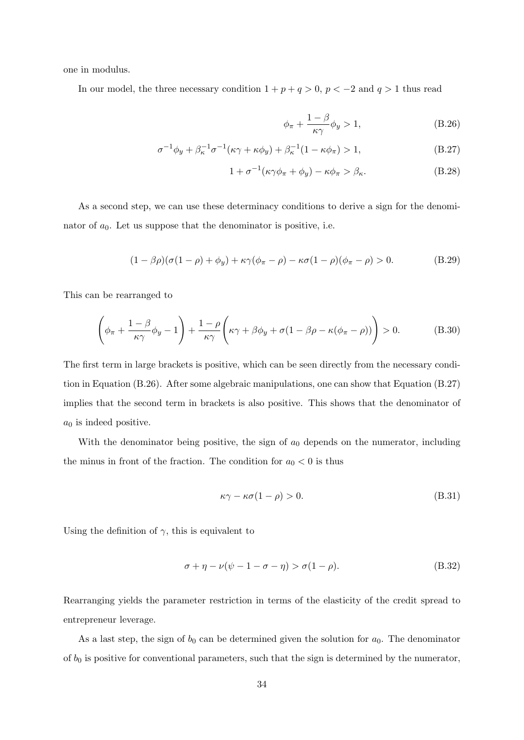one in modulus.

In our model, the three necessary condition $1 + p + q > 0$, $p < -2$ and $q > 1$ thus read

$$\phi_\pi + \frac{1-\beta}{\kappa\gamma}\phi_y > 1, \tag{B.26}$$

$$\sigma^{-1}\phi_y + \beta_\kappa^{-1}\sigma^{-1}(\kappa\gamma + \kappa\phi_y) + \beta_\kappa^{-1}(1 - \kappa\phi_\pi) > 1, \tag{B.27}$$

$$1 + \sigma^{-1}(\kappa\gamma\phi_\pi + \phi_y) - \kappa\phi_\pi > \beta_\kappa. \tag{B.28}$$

As a second step, we can use these determinacy conditions to derive a sign for the denominator of $a_0$. Let us suppose that the denominator is positive, i.e.

$$(1 - \beta\rho)(\sigma(1-\rho) + \phi_y) + \kappa\gamma(\phi_\pi - \rho) - \kappa\sigma(1-\rho)(\phi_\pi - \rho) > 0. \tag{B.29}$$

This can be rearranged to

$$\left(\phi_\pi + \frac{1-\beta}{\kappa\gamma}\phi_y - 1\right) + \frac{1-\rho}{\kappa\gamma}\left(\kappa\gamma + \beta\phi_y + \sigma(1 - \beta\rho - \kappa(\phi_\pi - \rho))\right) > 0. \tag{B.30}$$

The first term in large brackets is positive, which can be seen directly from the necessary condition in Equation (B.26). After some algebraic manipulations, one can show that Equation (B.27) implies that the second term in brackets is also positive. This shows that the denominator of $a_0$ is indeed positive.

With the denominator being positive, the sign of $a_0$ depends on the numerator, including the minus in front of the fraction. The condition for $a_0 < 0$ is thus

$$\kappa\gamma - \kappa\sigma(1-\rho) > 0. \tag{B.31}$$

Using the definition of $\gamma$, this is equivalent to

$$\sigma + \eta - \nu(\psi - 1 - \sigma - \eta) > \sigma(1-\rho). \tag{B.32}$$

Rearranging yields the parameter restriction in terms of the elasticity of the credit spread to entrepreneur leverage.

As a last step, the sign of $b_0$ can be determined given the solution for $a_0$. The denominator of $b_0$ is positive for conventional parameters, such that the sign is determined by the numerator,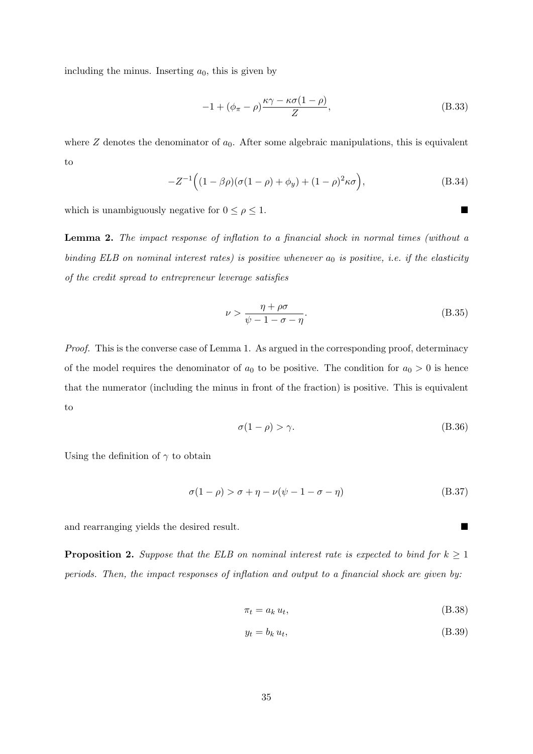including the minus. Inserting $a_0$, this is given by

$$-1 + (\phi_\pi - \rho)\frac{\kappa\gamma - \kappa\sigma(1-\rho)}{Z}, \tag{B.33}$$

where $Z$ denotes the denominator of $a_0$. After some algebraic manipulations, this is equivalent to

$$-Z^{-1}\Big((1-\beta\rho)(\sigma(1-\rho)+\phi_y) + (1-\rho)^2\kappa\sigma\Big), \tag{B.34}$$

which is unambiguously negative for $0 \leq \rho \leq 1$. ∎

**Lemma 2.** *The impact response of inflation to a financial shock in normal times (without a binding ELB on nominal interest rates) is positive whenever $a_0$ is positive, i.e. if the elasticity of the credit spread to entrepreneur leverage satisfies*

$$\nu > \frac{\eta + \rho\sigma}{\psi - 1 - \sigma - \eta}. \tag{B.35}$$

*Proof.* This is the converse case of Lemma 1. As argued in the corresponding proof, determinacy of the model requires the denominator of $a_0$ to be positive. The condition for $a_0 > 0$ is hence that the numerator (including the minus in front of the fraction) is positive. This is equivalent to

$$\sigma(1-\rho) > \gamma. \tag{B.36}$$

Using the definition of $\gamma$ to obtain

$$\sigma(1-\rho) > \sigma + \eta - \nu(\psi - 1 - \sigma - \eta) \tag{B.37}$$

and rearranging yields the desired result. ∎

**Proposition 2.** *Suppose that the ELB on nominal interest rate is expected to bind for $k \geq 1$ periods. Then, the impact responses of inflation and output to a financial shock are given by:*

$$\pi_t = a_k\, u_t, \tag{B.38}$$

$$y_t = b_k\, u_t, \tag{B.39}$$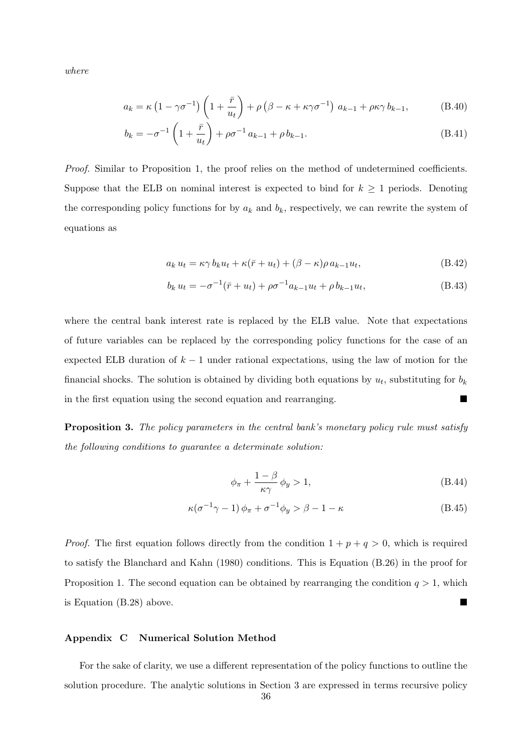*where*

$$a_k = \kappa \left(1 - \gamma\sigma^{-1}\right) \left(1 + \frac{\bar{r}}{u_t}\right) + \rho \left(\beta - \kappa + \kappa\gamma\sigma^{-1}\right) a_{k-1} + \rho\kappa\gamma\, b_{k-1}, \tag{B.40}$$

$$b_k = -\sigma^{-1} \left(1 + \frac{\bar{r}}{u_t}\right) + \rho\sigma^{-1} a_{k-1} + \rho\, b_{k-1}. \tag{B.41}$$

*Proof.* Similar to Proposition 1, the proof relies on the method of undetermined coefficients. Suppose that the ELB on nominal interest is expected to bind for $k \geq 1$ periods. Denoting the corresponding policy functions for by $a_k$ and $b_k$, respectively, we can rewrite the system of equations as

$$a_k\, u_t = \kappa\gamma\, b_k u_t + \kappa(\bar{r} + u_t) + (\beta - \kappa)\rho\, a_{k-1} u_t, \tag{B.42}$$

$$b_k\, u_t = -\sigma^{-1}(\bar{r} + u_t) + \rho\sigma^{-1} a_{k-1} u_t + \rho\, b_{k-1} u_t, \tag{B.43}$$

where the central bank interest rate is replaced by the ELB value. Note that expectations of future variables can be replaced by the corresponding policy functions for the case of an expected ELB duration of $k-1$ under rational expectations, using the law of motion for the financial shocks. The solution is obtained by dividing both equations by $u_t$, substituting for $b_k$ in the first equation using the second equation and rearranging. ∎

**Proposition 3.** *The policy parameters in the central bank's monetary policy rule must satisfy the following conditions to guarantee a determinate solution:*

$$\phi_\pi + \frac{1 - \beta}{\kappa\gamma}\, \phi_y > 1, \tag{B.44}$$

$$\kappa(\sigma^{-1}\gamma - 1)\, \phi_\pi + \sigma^{-1}\phi_y > \beta - 1 - \kappa \tag{B.45}$$

*Proof.* The first equation follows directly from the condition $1 + p + q > 0$, which is required to satisfy the Blanchard and Kahn (1980) conditions. This is Equation (B.26) in the proof for Proposition 1. The second equation can be obtained by rearranging the condition $q > 1$, which is Equation (B.28) above. ∎

## Appendix C Numerical Solution Method

For the sake of clarity, we use a different representation of the policy functions to outline the solution procedure. The analytic solutions in Section 3 are expressed in terms recursive policy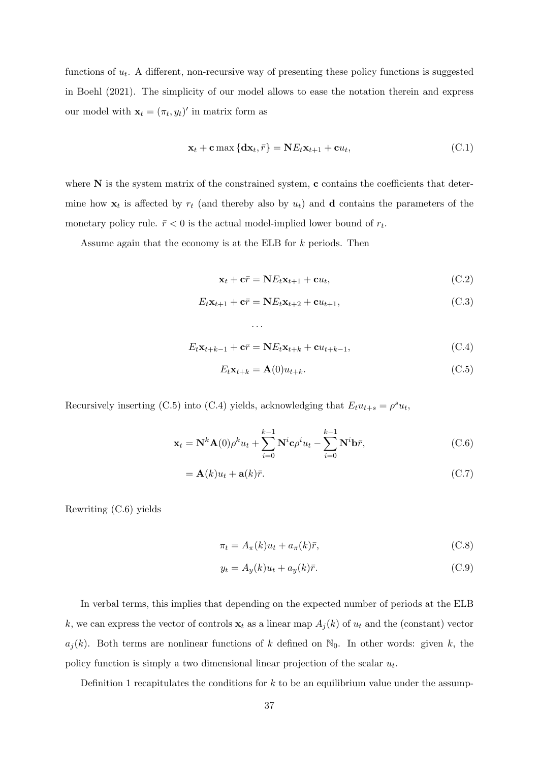functions of $u_t$. A different, non-recursive way of presenting these policy functions is suggested in Boehl (2021). The simplicity of our model allows to ease the notation therein and express our model with $\mathbf{x}_t = (\pi_t, y_t)'$ in matrix form as

$$\mathbf{x}_t + \mathbf{c} \max \{\mathbf{d}\mathbf{x}_t, \bar{r}\} = \mathbf{N} E_t \mathbf{x}_{t+1} + \mathbf{c} u_t, \tag{C.1}$$

where $\mathbf{N}$ is the system matrix of the constrained system, $\mathbf{c}$ contains the coefficients that determine how $\mathbf{x}_t$ is affected by $r_t$ (and thereby also by $u_t$) and $\mathbf{d}$ contains the parameters of the monetary policy rule. $\bar{r} < 0$ is the actual model-implied lower bound of $r_t$.

Assume again that the economy is at the ELB for $k$ periods. Then

$$\mathbf{x}_t + \mathbf{c}\bar{r} = \mathbf{N} E_t \mathbf{x}_{t+1} + \mathbf{c} u_t, \tag{C.2}$$

$$E_t \mathbf{x}_{t+1} + \mathbf{c}\bar{r} = \mathbf{N} E_t \mathbf{x}_{t+2} + \mathbf{c} u_{t+1}, \tag{C.3}$$

$$\dots$$

$$E_t \mathbf{x}_{t+k-1} + \mathbf{c}\bar{r} = \mathbf{N} E_t \mathbf{x}_{t+k} + \mathbf{c} u_{t+k-1}, \tag{C.4}$$

$$E_t \mathbf{x}_{t+k} = \mathbf{A}(0) u_{t+k}. \tag{C.5}$$

Recursively inserting (C.5) into (C.4) yields, acknowledging that $E_t u_{t+s} = \rho^s u_t$,

$$\mathbf{x}_t = \mathbf{N}^k \mathbf{A}(0) \rho^k u_t + \sum_{i=0}^{k-1} \mathbf{N}^i \mathbf{c} \rho^i u_t - \sum_{i=0}^{k-1} \mathbf{N}^i \mathbf{b} \bar{r}, \tag{C.6}$$

$$= \mathbf{A}(k) u_t + \mathbf{a}(k) \bar{r}. \tag{C.7}$$

Rewriting (C.6) yields

$$\pi_t = A_\pi(k) u_t + a_\pi(k) \bar{r}, \tag{C.8}$$

$$y_t = A_y(k) u_t + a_y(k) \bar{r}. \tag{C.9}$$

In verbal terms, this implies that depending on the expected number of periods at the ELB $k$, we can express the vector of controls $\mathbf{x}_t$ as a linear map $A_j(k)$ of $u_t$ and the (constant) vector $a_j(k)$. Both terms are nonlinear functions of $k$ defined on $\mathbb{N}_0$. In other words: given $k$, the policy function is simply a two dimensional linear projection of the scalar $u_t$.

Definition 1 recapitulates the conditions for $k$ to be an equilibrium value under the assump-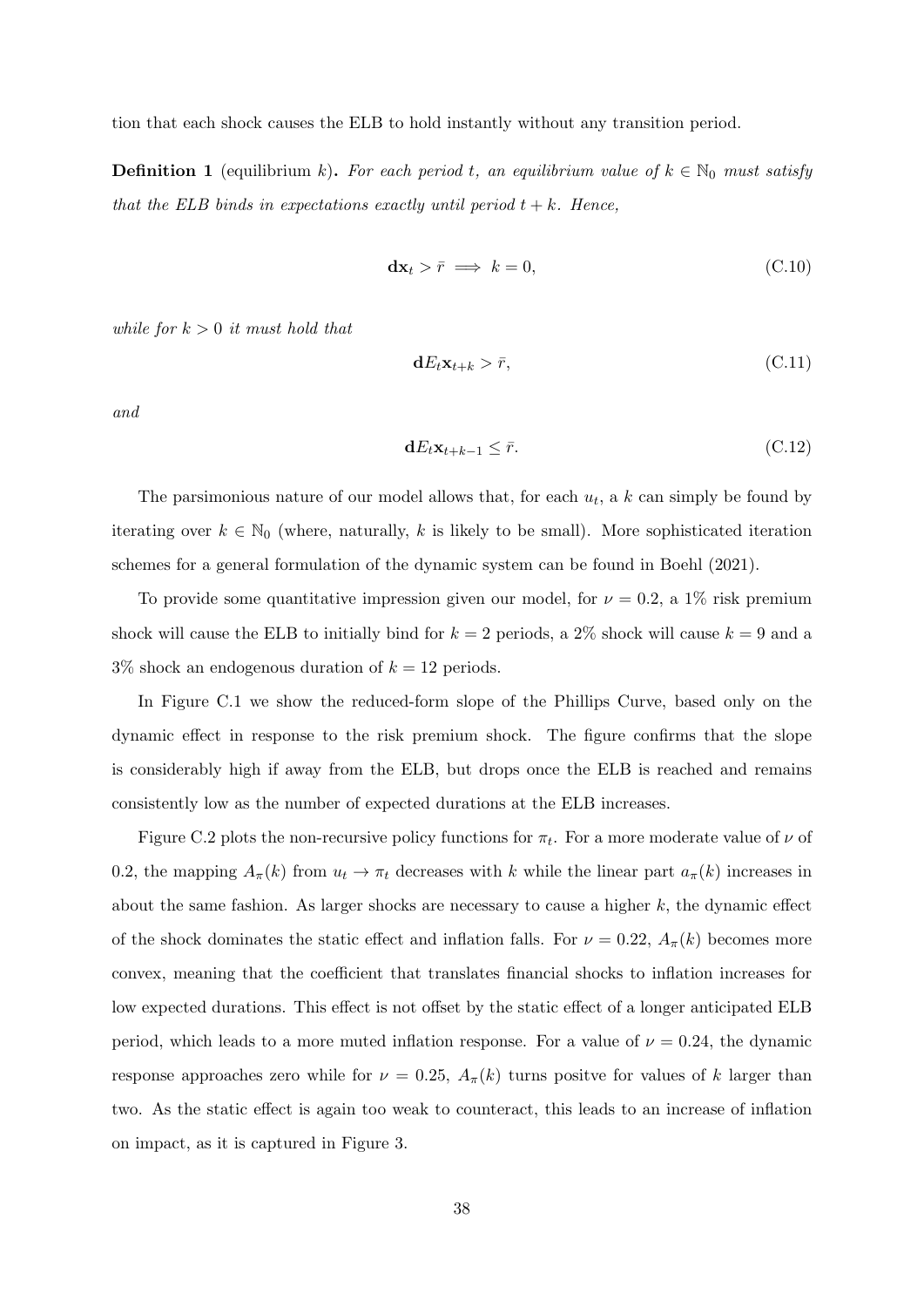tion that each shock causes the ELB to hold instantly without any transition period.

**Definition 1** (equilibrium $k$)**.** *For each period $t$, an equilibrium value of $k \in \mathbb{N}_0$ must satisfy that the ELB binds in expectations exactly until period $t + k$. Hence,*

$$\mathbf{d}\mathbf{x}_t > \bar{r} \implies k = 0, \tag{C.10}$$

*while for $k > 0$ it must hold that*

$$\mathbf{d}E_t\mathbf{x}_{t+k} > \bar{r}, \tag{C.11}$$

*and*

$$\mathbf{d}E_t\mathbf{x}_{t+k-1} \leq \bar{r}. \tag{C.12}$$

The parsimonious nature of our model allows that, for each $u_t$, a $k$ can simply be found by iterating over $k \in \mathbb{N}_0$ (where, naturally, $k$ is likely to be small). More sophisticated iteration schemes for a general formulation of the dynamic system can be found in Boehl (2021).

To provide some quantitative impression given our model, for $\nu = 0.2$, a 1% risk premium shock will cause the ELB to initially bind for $k = 2$ periods, a 2% shock will cause $k = 9$ and a 3% shock an endogenous duration of $k = 12$ periods.

In Figure C.1 we show the reduced-form slope of the Phillips Curve, based only on the dynamic effect in response to the risk premium shock. The figure confirms that the slope is considerably high if away from the ELB, but drops once the ELB is reached and remains consistently low as the number of expected durations at the ELB increases.

Figure C.2 plots the non-recursive policy functions for $\pi_t$. For a more moderate value of $\nu$ of 0.2, the mapping $A_\pi(k)$ from $u_t \to \pi_t$ decreases with $k$ while the linear part $a_\pi(k)$ increases in about the same fashion. As larger shocks are necessary to cause a higher $k$, the dynamic effect of the shock dominates the static effect and inflation falls. For $\nu = 0.22$, $A_\pi(k)$ becomes more convex, meaning that the coefficient that translates financial shocks to inflation increases for low expected durations. This effect is not offset by the static effect of a longer anticipated ELB period, which leads to a more muted inflation response. For a value of $\nu = 0.24$, the dynamic response approaches zero while for $\nu = 0.25$, $A_\pi(k)$ turns positve for values of $k$ larger than two. As the static effect is again too weak to counteract, this leads to an increase of inflation on impact, as it is captured in Figure 3.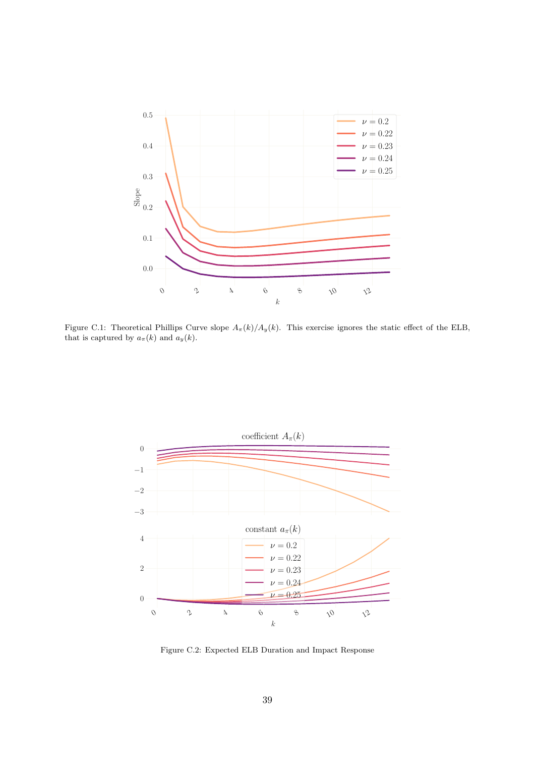Figure C.1: Theoretical Phillips Curve slope $A_\pi(k)/A_y(k)$. This exercise ignores the static effect of the ELB, that is captured by $a_\pi(k)$ and $a_y(k)$.

Figure C.2: Expected ELB Duration and Impact Response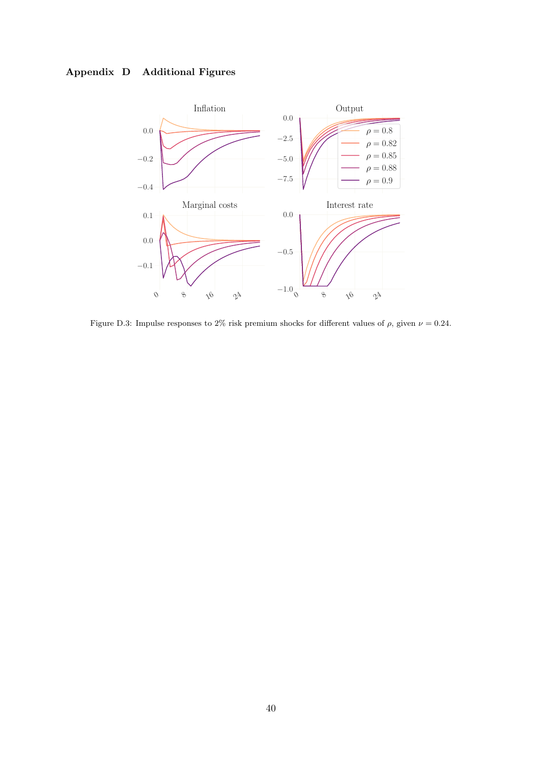## Appendix D Additional Figures

Inflation

0.0

−0.2

−0.4

Output

0.0

−2.5

−5.0

−7.5

$\rho = 0.8$

$\rho = 0.82$

$\rho = 0.85$

$\rho = 0.88$

$\rho = 0.9$

Marginal costs

0.1

0.0

−0.1

0

8

16

24

Interest rate

0.0

−0.5

−1.0

0

8

16

24

Figure D.3: Impulse responses to 2% risk premium shocks for different values of $\rho$, given $\nu = 0.24$.